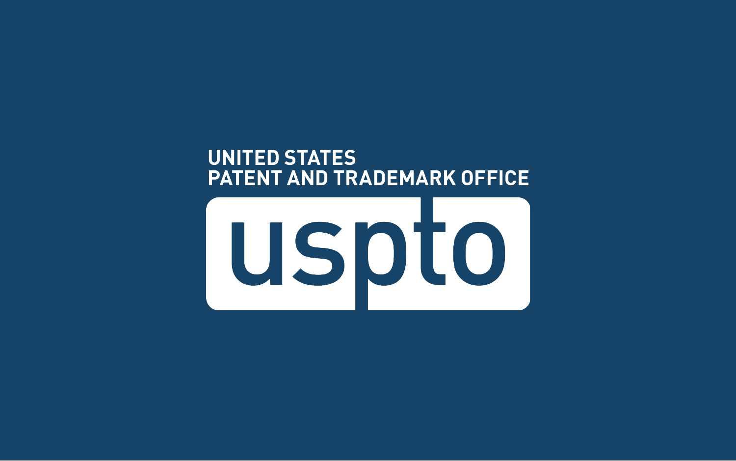UNITED STATES
PATENT AND TRADEMARK OFFICE

uspto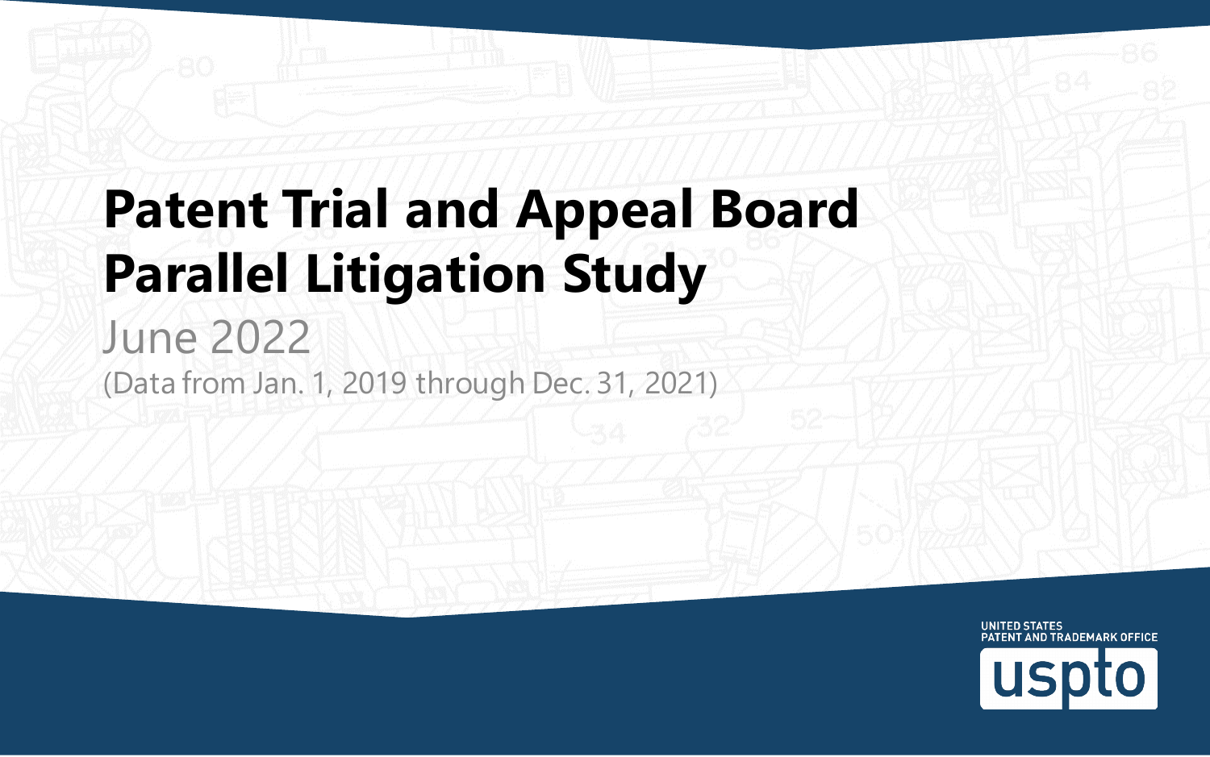# Patent Trial and Appeal Board Parallel Litigation Study

June 2022

(Data from Jan. 1, 2019 through Dec. 31, 2021)

UNITED STATES PATENT AND TRADEMARK OFFICE

uspto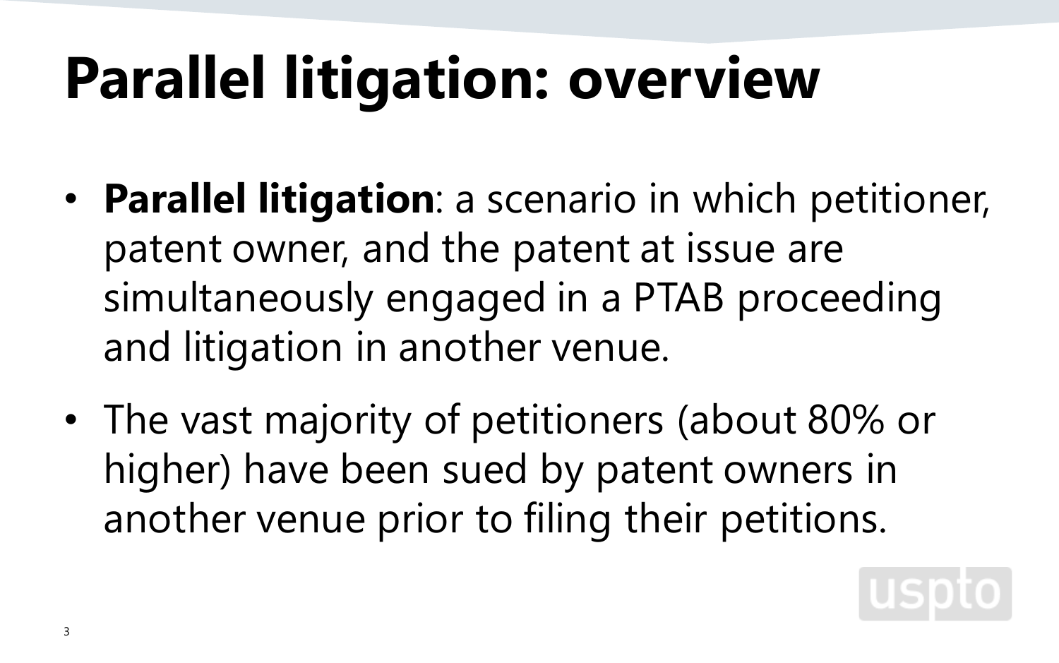# Parallel litigation: overview

- **Parallel litigation**: a scenario in which petitioner, patent owner, and the patent at issue are simultaneously engaged in a PTAB proceeding and litigation in another venue.
- The vast majority of petitioners (about 80% or higher) have been sued by patent owners in another venue prior to filing their petitions.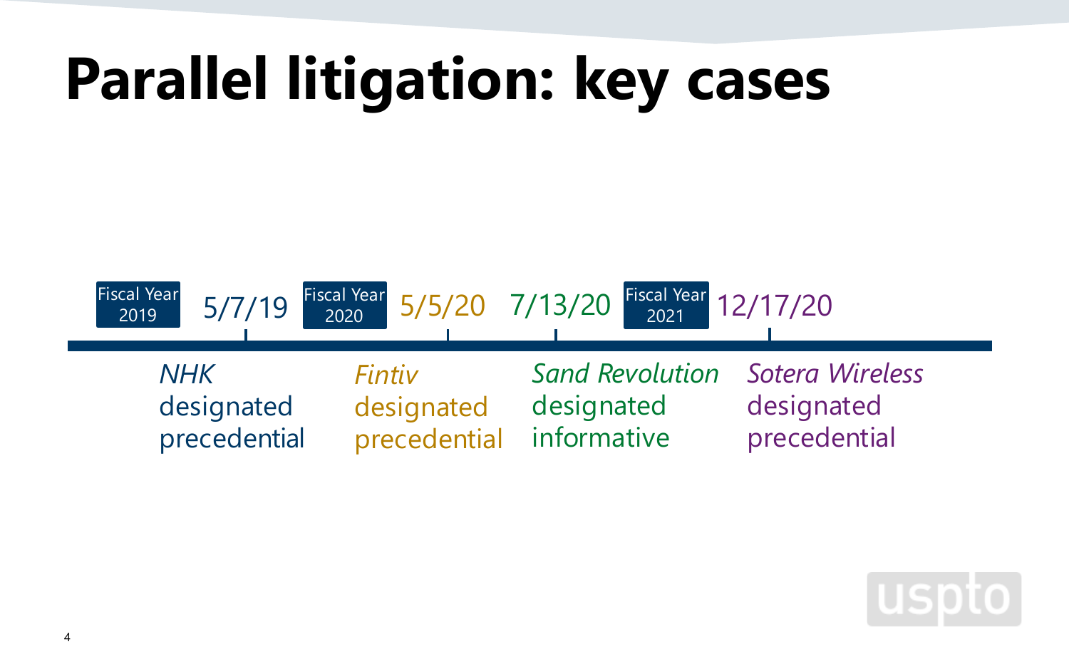# Parallel litigation: key cases

- **Fiscal Year 2019**
  - 5/7/19 — *NHK* designated precedential
- **Fiscal Year 2020**
  - 5/5/20 — *Fintiv* designated precedential
  - 7/13/20 — *Sand Revolution* designated informative
- **Fiscal Year 2021**
  - 12/17/20 — *Sotera Wireless* designated precedential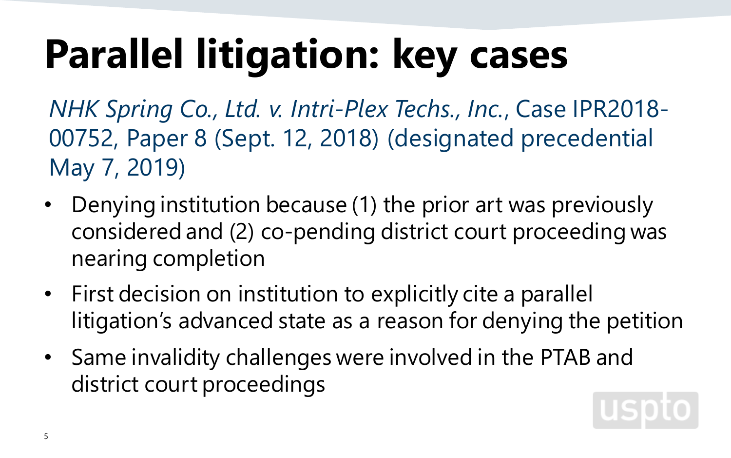# Parallel litigation: key cases

*NHK Spring Co., Ltd. v. Intri-Plex Techs., Inc.*, Case IPR2018-00752, Paper 8 (Sept. 12, 2018) (designated precedential May 7, 2019)

- Denying institution because (1) the prior art was previously considered and (2) co-pending district court proceeding was nearing completion
- First decision on institution to explicitly cite a parallel litigation's advanced state as a reason for denying the petition
- Same invalidity challenges were involved in the PTAB and district court proceedings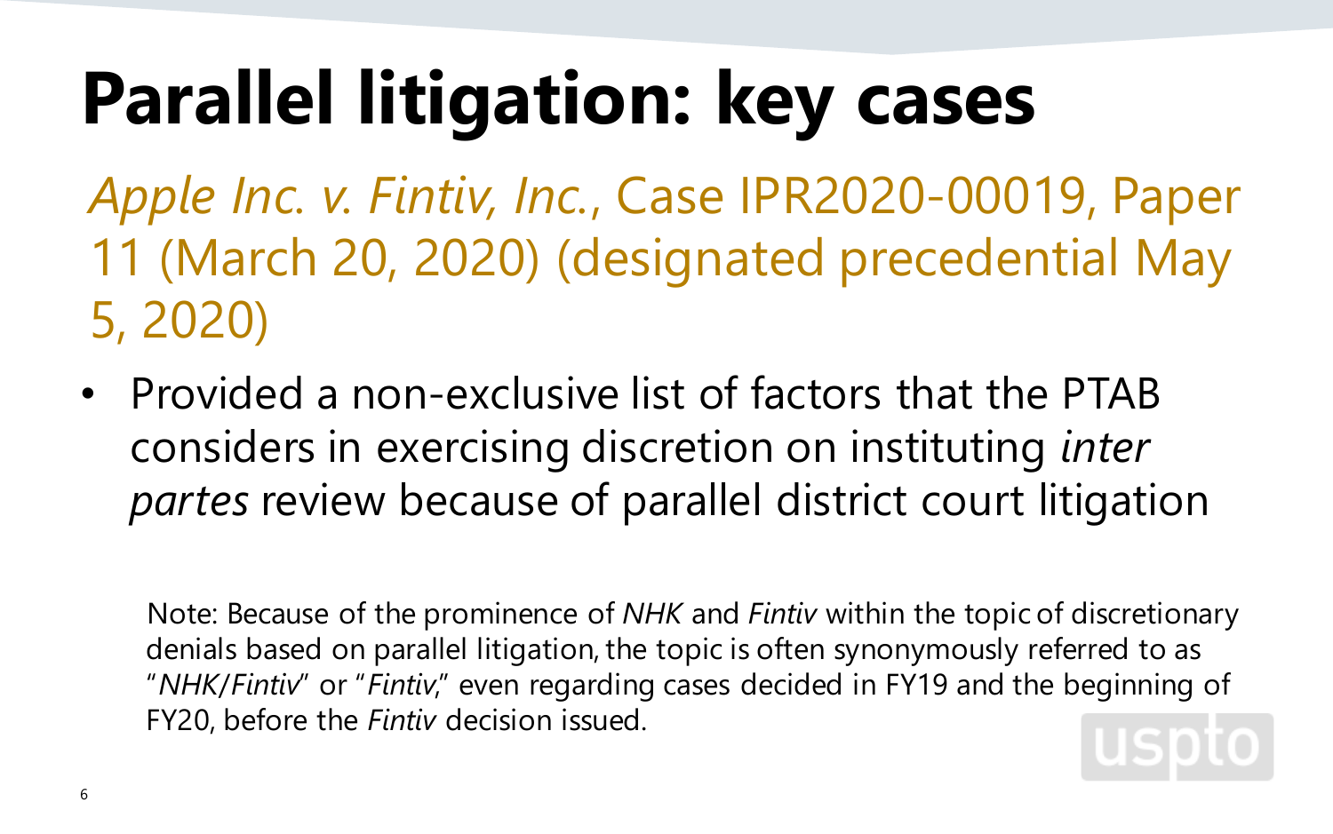# Parallel litigation: key cases

*Apple Inc. v. Fintiv, Inc.*, Case IPR2020-00019, Paper 11 (March 20, 2020) (designated precedential May 5, 2020)

- Provided a non-exclusive list of factors that the PTAB considers in exercising discretion on instituting *inter partes* review because of parallel district court litigation

Note: Because of the prominence of *NHK* and *Fintiv* within the topic of discretionary denials based on parallel litigation, the topic is often synonymously referred to as "*NHK/Fintiv*" or "*Fintiv*," even regarding cases decided in FY19 and the beginning of FY20, before the *Fintiv* decision issued.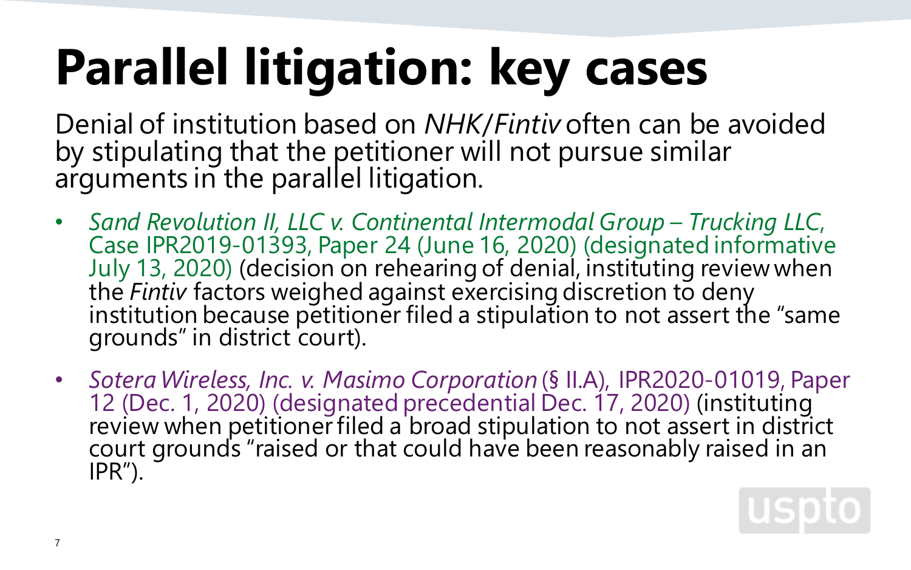# Parallel litigation: key cases

Denial of institution based on *NHK/Fintiv* often can be avoided by stipulating that the petitioner will not pursue similar arguments in the parallel litigation.

- *Sand Revolution II, LLC v. Continental Intermodal Group – Trucking LLC*, Case IPR2019-01393, Paper 24 (June 16, 2020) (designated informative July 13, 2020) (decision on rehearing of denial, instituting review when the *Fintiv* factors weighed against exercising discretion to deny institution because petitioner filed a stipulation to not assert the "same grounds" in district court).
- *Sotera Wireless, Inc. v. Masimo Corporation* (§ II.A), IPR2020-01019, Paper 12 (Dec. 1, 2020) (designated precedential Dec. 17, 2020) (instituting review when petitioner filed a broad stipulation to not assert in district court grounds "raised or that could have been reasonably raised in an IPR").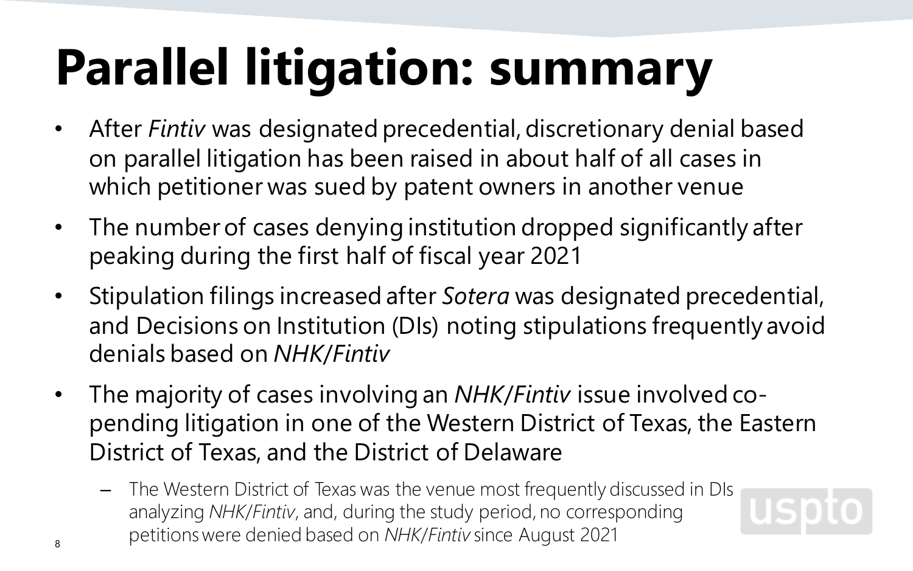# Parallel litigation: summary

- After *Fintiv* was designated precedential, discretionary denial based on parallel litigation has been raised in about half of all cases in which petitioner was sued by patent owners in another venue
- The number of cases denying institution dropped significantly after peaking during the first half of fiscal year 2021
- Stipulation filings increased after *Sotera* was designated precedential, and Decisions on Institution (DIs) noting stipulations frequently avoid denials based on *NHK/Fintiv*
- The majority of cases involving an *NHK/Fintiv* issue involved co-pending litigation in one of the Western District of Texas, the Eastern District of Texas, and the District of Delaware
  - The Western District of Texas was the venue most frequently discussed in DIs analyzing *NHK/Fintiv*, and, during the study period, no corresponding petitions were denied based on *NHK/Fintiv* since August 2021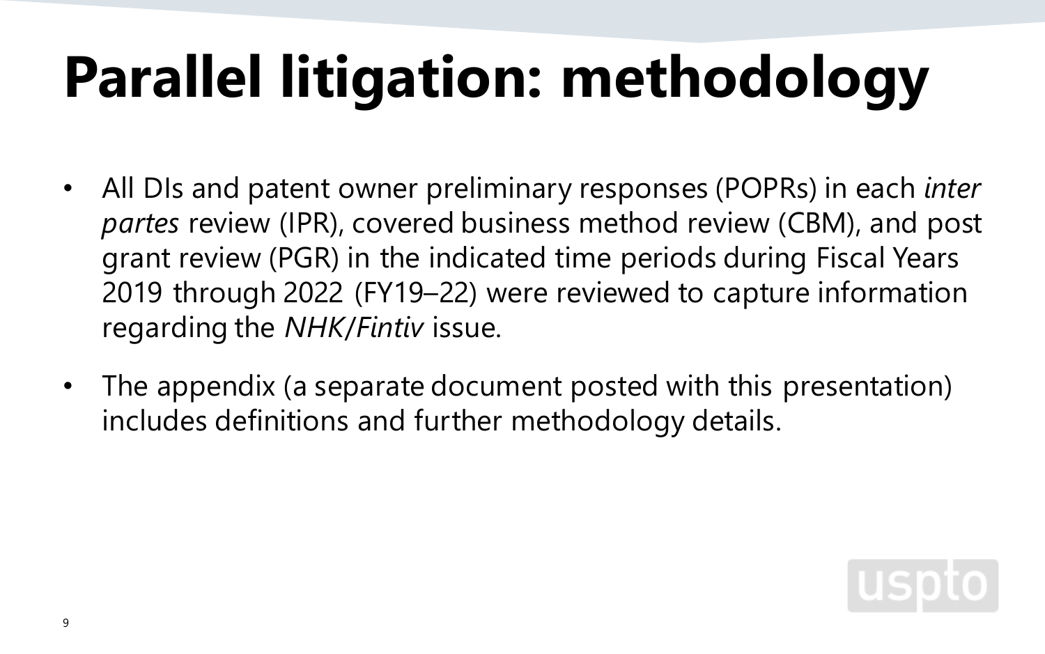# Parallel litigation: methodology

- All DIs and patent owner preliminary responses (POPRs) in each *inter partes* review (IPR), covered business method review (CBM), and post grant review (PGR) in the indicated time periods during Fiscal Years 2019 through 2022 (FY19–22) were reviewed to capture information regarding the *NHK*/*Fintiv* issue.
- The appendix (a separate document posted with this presentation) includes definitions and further methodology details.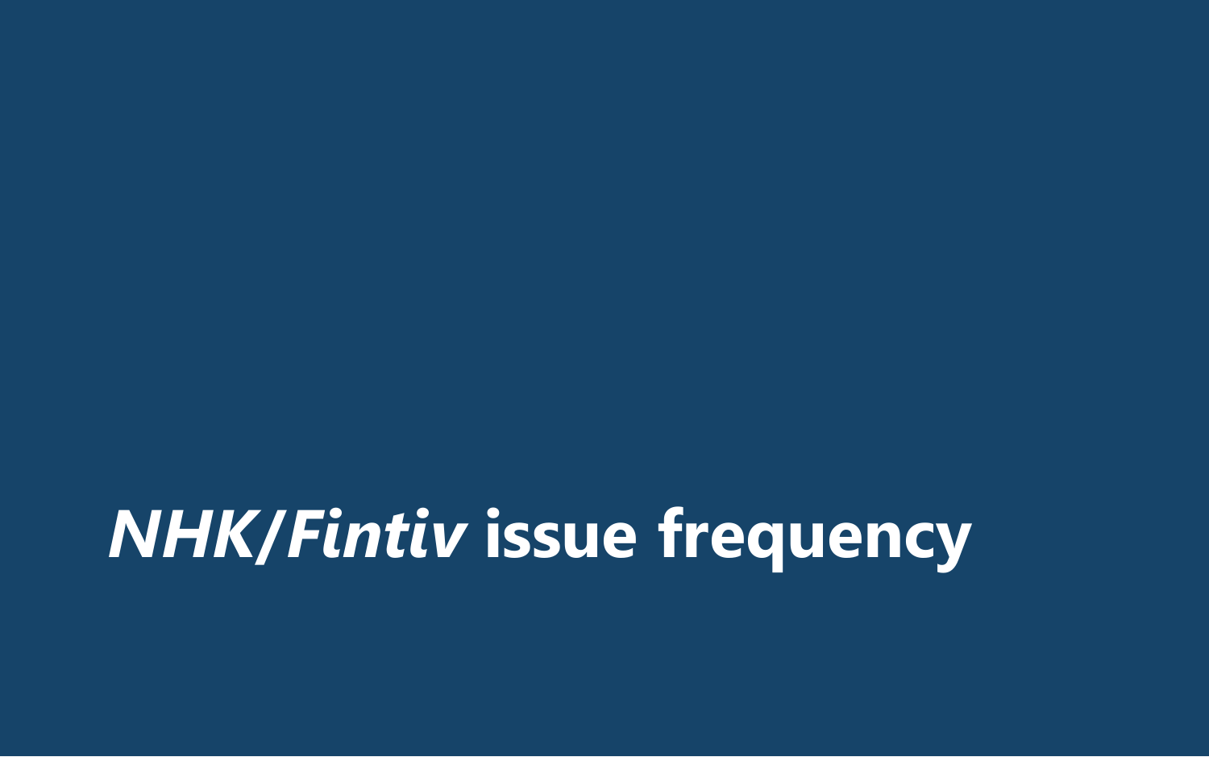# *NHK/Fintiv* issue frequency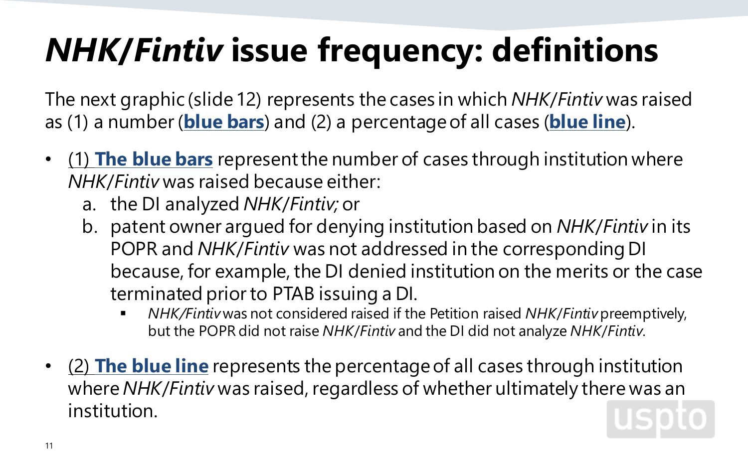# *NHK/Fintiv* issue frequency: definitions

The next graphic (slide 12) represents the cases in which *NHK/Fintiv* was raised as (1) a number (**blue bars**) and (2) a percentage of all cases (**blue line**).

- (1) **The blue bars** represent the number of cases through institution where *NHK/Fintiv* was raised because either:
  a. the DI analyzed *NHK/Fintiv;* or
  b. patent owner argued for denying institution based on *NHK/Fintiv* in its POPR and *NHK/Fintiv* was not addressed in the corresponding DI because, for example, the DI denied institution on the merits or the case terminated prior to PTAB issuing a DI.
     - *NHK/Fintiv* was not considered raised if the Petition raised *NHK/Fintiv* preemptively, but the POPR did not raise *NHK/Fintiv* and the DI did not analyze *NHK/Fintiv*.

- (2) **The blue line** represents the percentage of all cases through institution where *NHK/Fintiv* was raised, regardless of whether ultimately there was an institution.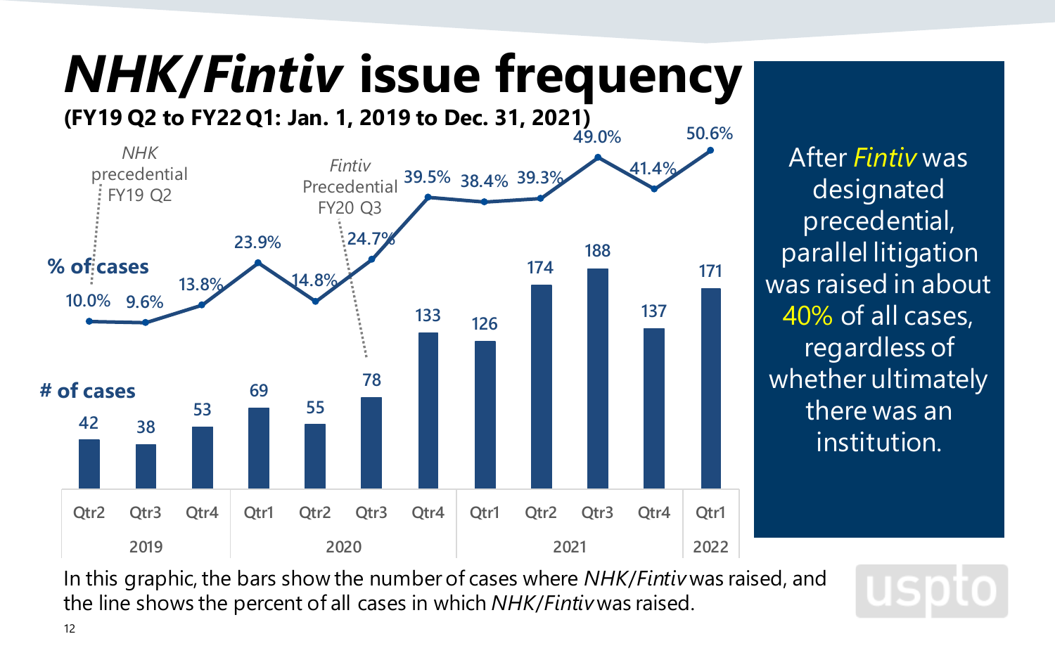# *NHK/Fintiv* issue frequency

**(FY19 Q2 to FY22 Q1: Jan. 1, 2019 to Dec. 31, 2021)**

| Year | Quarter | # of cases | % of cases |
|---|---|---|---|
| 2019 | Qtr2 | 42 | 10.0% |
| | Qtr3 | 38 | 9.6% |
| | Qtr4 | 53 | 13.8% |
| 2020 | Qtr1 | 69 | 23.9% |
| | Qtr2 | 55 | 14.8% |
| | Qtr3 | 78 | 24.7% |
| | Qtr4 | 133 | 39.5% |
| 2021 | Qtr1 | 126 | 38.4% |
| | Qtr2 | 174 | 39.3% |
| | Qtr3 | 188 | 49.0% |
| | Qtr4 | 137 | 41.4% |
| 2022 | Qtr1 | 171 | 50.6% |

*NHK* precedential FY19 Q2

*Fintiv* Precedential FY20 Q3

After *Fintiv* was designated precedential, parallel litigation was raised in about 40% of all cases, regardless of whether ultimately there was an institution.

In this graphic, the bars show the number of cases where *NHK/Fintiv* was raised, and the line shows the percent of all cases in which *NHK/Fintiv* was raised.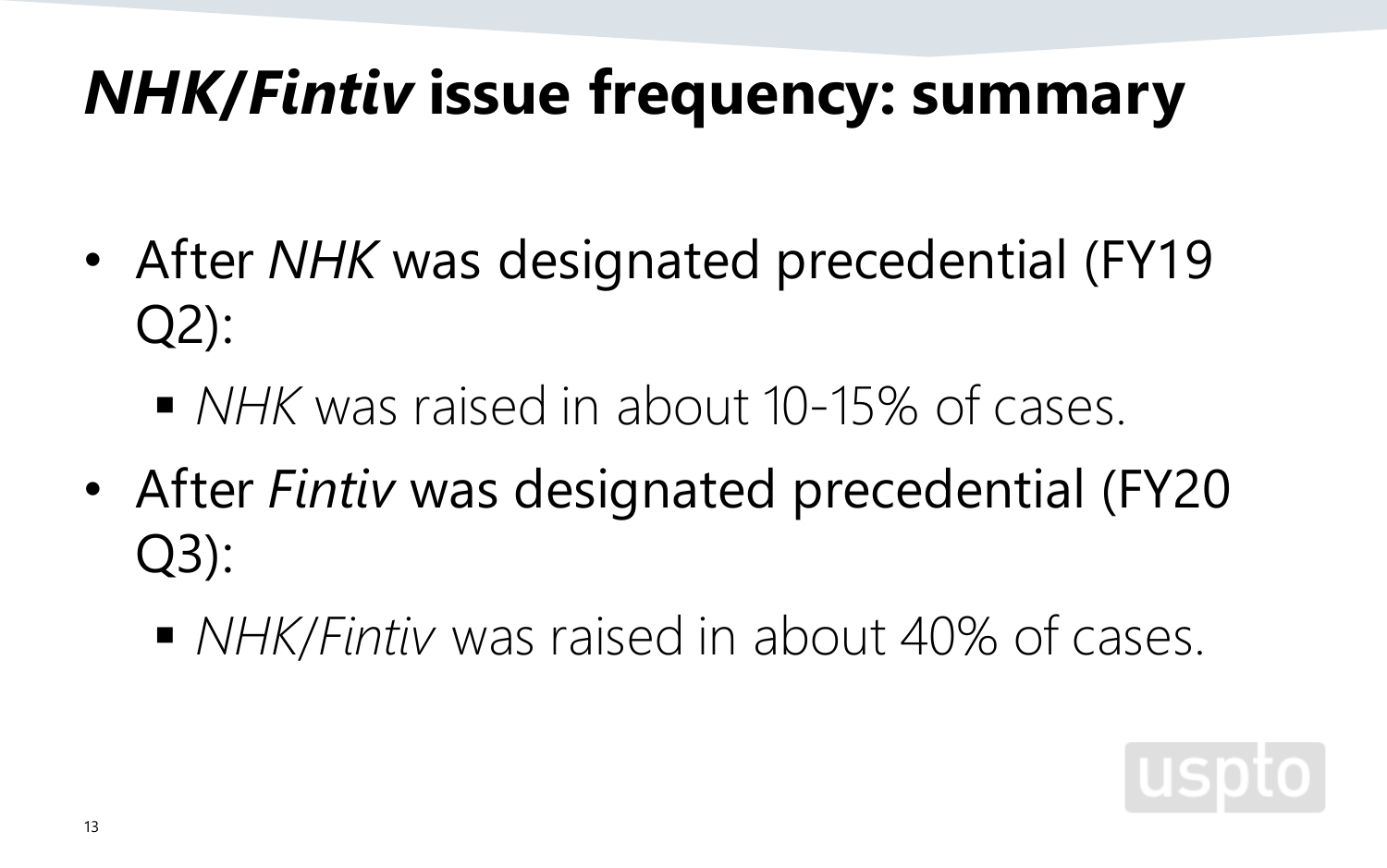# *NHK/Fintiv* issue frequency: summary

- After *NHK* was designated precedential (FY19 Q2):
  - *NHK* was raised in about 10-15% of cases.
- After *Fintiv* was designated precedential (FY20 Q3):
  - *NHK/Fintiv* was raised in about 40% of cases.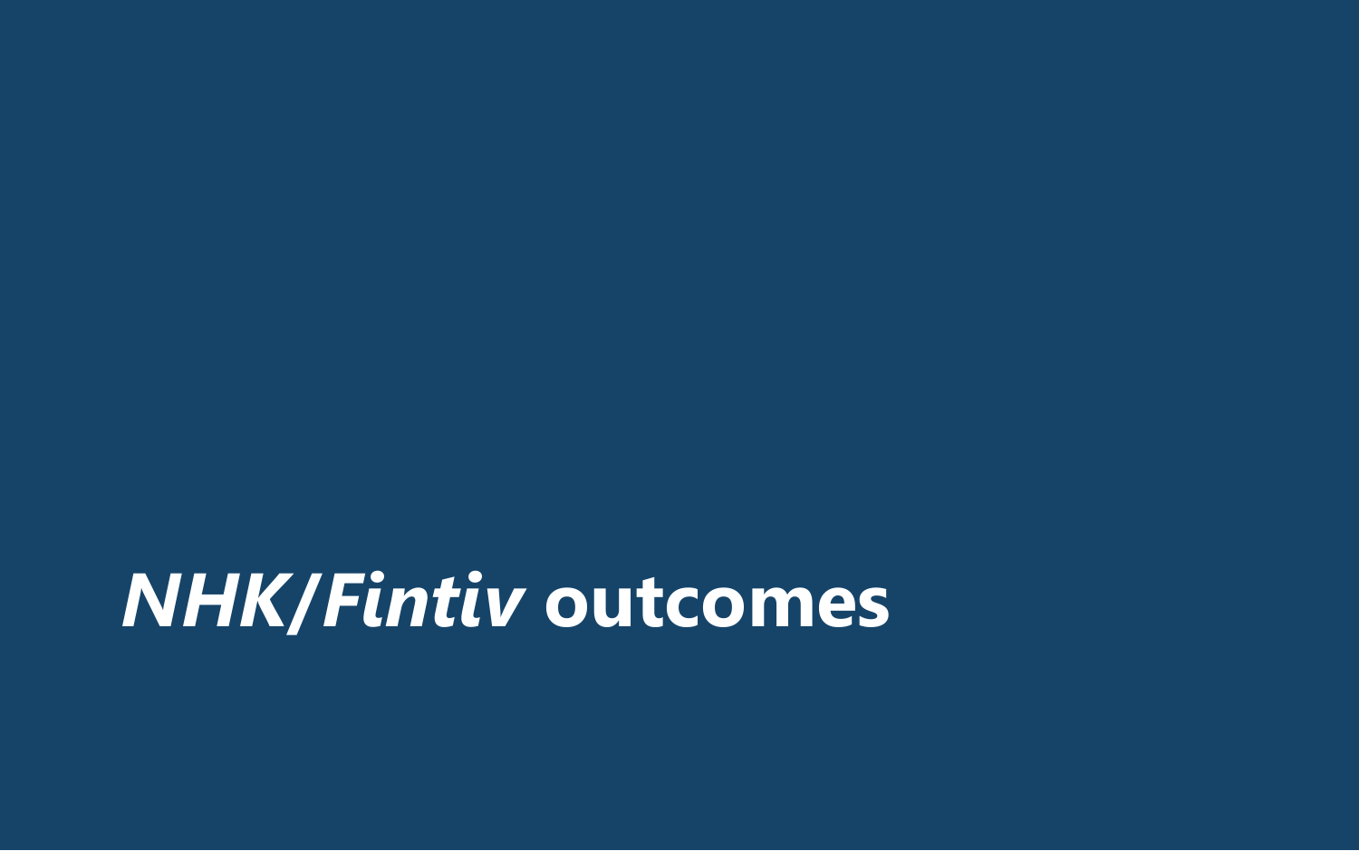# *NHK/Fintiv* outcomes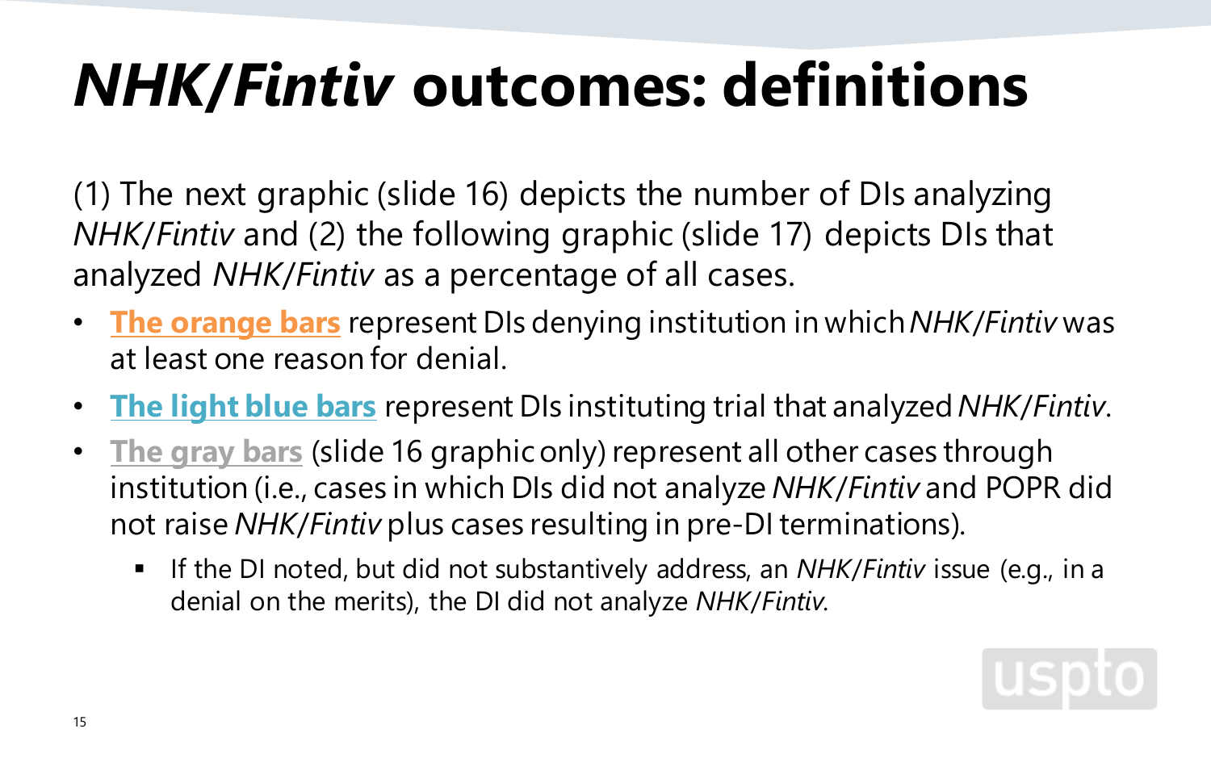# *NHK/Fintiv* outcomes: definitions

(1) The next graphic (slide 16) depicts the number of DIs analyzing *NHK/Fintiv* and (2) the following graphic (slide 17) depicts DIs that analyzed *NHK/Fintiv* as a percentage of all cases.

- **The orange bars** represent DIs denying institution in which *NHK/Fintiv* was at least one reason for denial.
- **The light blue bars** represent DIs instituting trial that analyzed *NHK/Fintiv*.
- **The gray bars** (slide 16 graphic only) represent all other cases through institution (i.e., cases in which DIs did not analyze *NHK/Fintiv* and POPR did not raise *NHK/Fintiv* plus cases resulting in pre-DI terminations).
  - If the DI noted, but did not substantively address, an *NHK/Fintiv* issue (e.g., in a denial on the merits), the DI did not analyze *NHK/Fintiv*.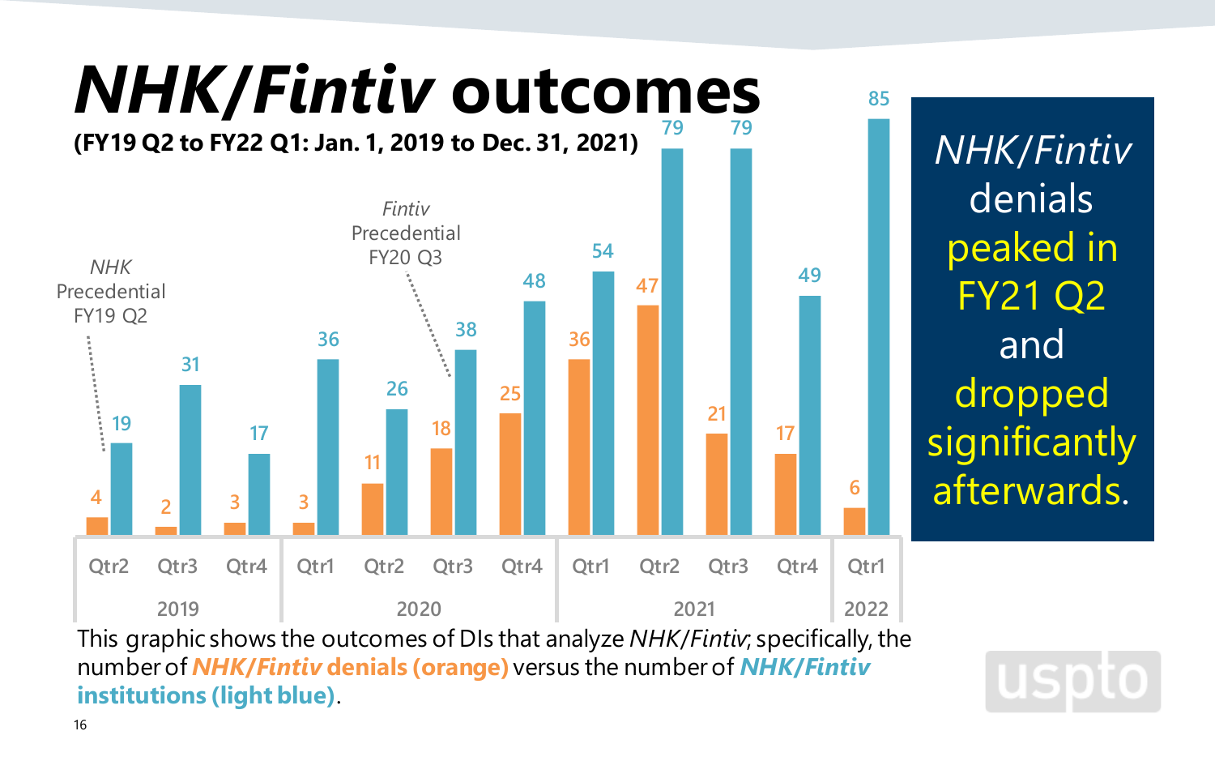# *NHK/Fintiv* outcomes

**(FY19 Q2 to FY22 Q1: Jan. 1, 2019 to Dec. 31, 2021)**

| Year | Quarter | *NHK/Fintiv* denials (orange) | *NHK/Fintiv* institutions (light blue) |
|---|---|---|---|
| 2019 | Qtr2 | 4 | 19 |
| | Qtr3 | 2 | 31 |
| | Qtr4 | 3 | 17 |
| 2020 | Qtr1 | 3 | 36 |
| | Qtr2 | 11 | 26 |
| | Qtr3 | 18 | 38 |
| | Qtr4 | 25 | 48 |
| 2021 | Qtr1 | 36 | 54 |
| | Qtr2 | 47 | 79 |
| | Qtr3 | 21 | 79 |
| | Qtr4 | 17 | 49 |
| 2022 | Qtr1 | 6 | 85 |

*NHK* Precedential FY19 Q2

*Fintiv* Precedential FY20 Q3

*NHK/Fintiv* denials peaked in FY21 Q2 and dropped significantly afterwards.

This graphic shows the outcomes of DIs that analyze *NHK/Fintiv*; specifically, the number of ***NHK/Fintiv* denials (orange)** versus the number of ***NHK/Fintiv* institutions (light blue)**.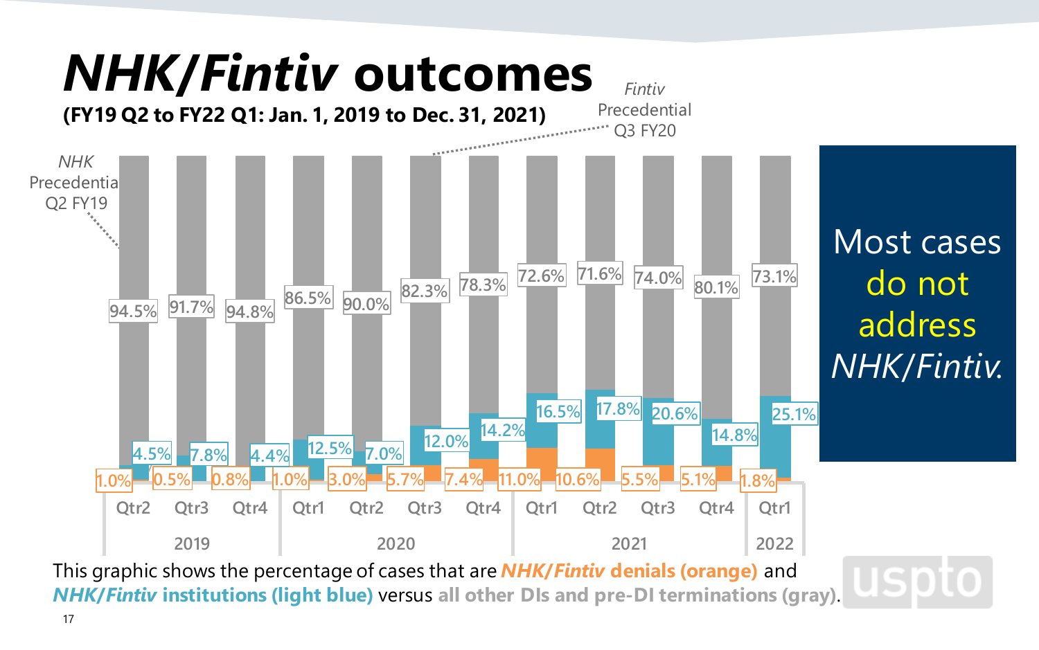# *NHK/Fintiv* outcomes

**(FY19 Q2 to FY22 Q1: Jan. 1, 2019 to Dec. 31, 2021)**

*NHK* Precedential Q2 FY19

*Fintiv* Precedential Q3 FY20

| Year | Quarter | *NHK/Fintiv* denials (orange) | *NHK/Fintiv* institutions (light blue) | All other DIs and pre-DI terminations (gray) |
|---|---|---|---|---|
| 2019 | Qtr2 | 1.0% | 4.5% | 94.5% |
| | Qtr3 | 0.5% | 7.8% | 91.7% |
| | Qtr4 | 0.8% | 4.4% | 94.8% |
| 2020 | Qtr1 | 1.0% | 12.5% | 86.5% |
| | Qtr2 | 3.0% | 7.0% | 90.0% |
| | Qtr3 | 5.7% | 12.0% | 82.3% |
| | Qtr4 | 7.4% | 14.2% | 78.3% |
| 2021 | Qtr1 | 11.0% | 16.5% | 72.6% |
| | Qtr2 | 10.6% | 17.8% | 71.6% |
| | Qtr3 | 5.5% | 20.6% | 74.0% |
| | Qtr4 | 5.1% | 14.8% | 80.1% |
| 2022 | Qtr1 | 1.8% | 25.1% | 73.1% |

Most cases do not address *NHK/Fintiv*.

This graphic shows the percentage of cases that are ***NHK/Fintiv* denials (orange)** and ***NHK/Fintiv* institutions (light blue)** versus **all other DIs and pre-DI terminations (gray)**.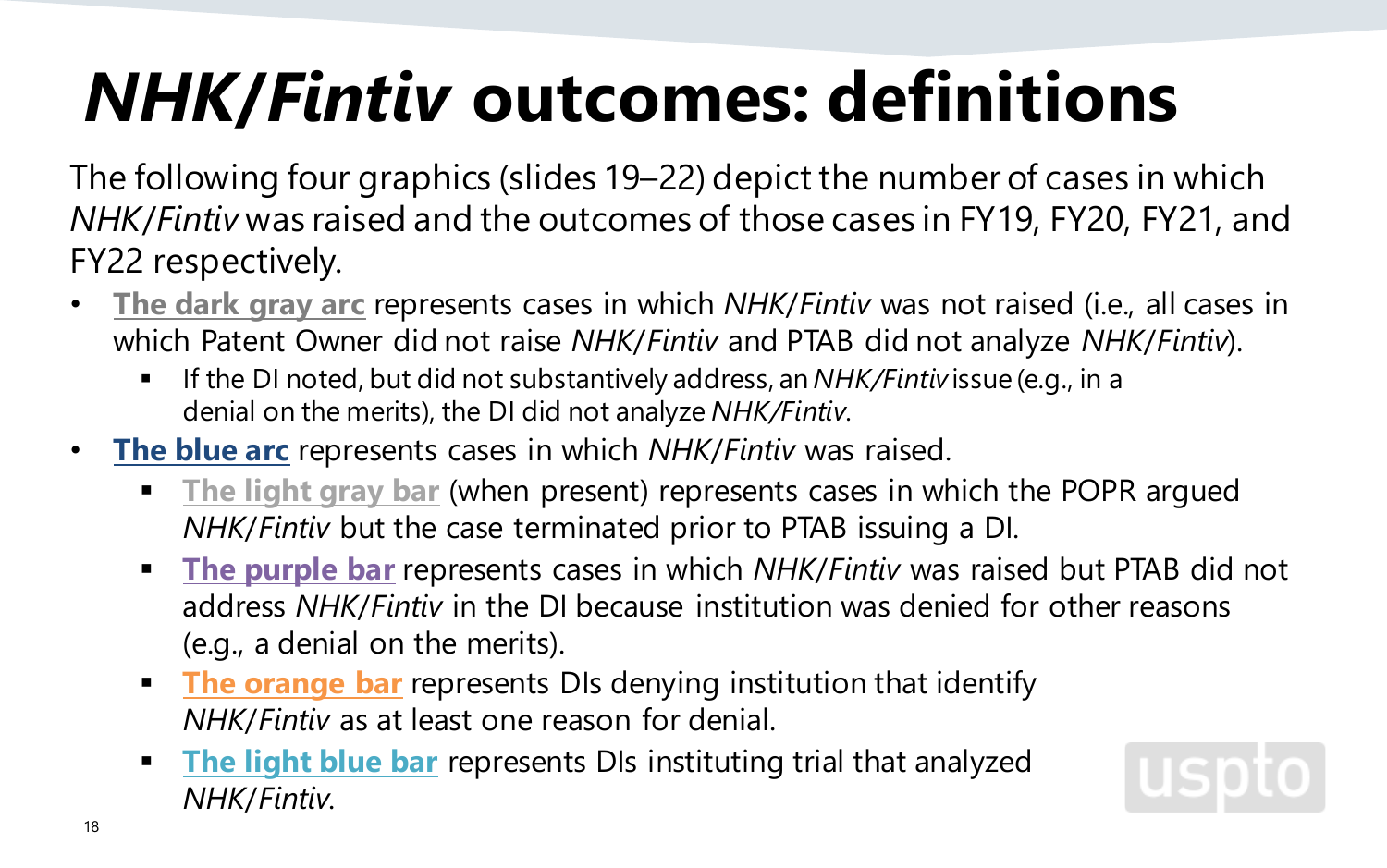# *NHK/Fintiv* outcomes: definitions

The following four graphics (slides 19–22) depict the number of cases in which *NHK/Fintiv* was raised and the outcomes of those cases in FY19, FY20, FY21, and FY22 respectively.

- **The dark gray arc** represents cases in which *NHK/Fintiv* was not raised (i.e., all cases in which Patent Owner did not raise *NHK/Fintiv* and PTAB did not analyze *NHK/Fintiv*).
  - If the DI noted, but did not substantively address, an *NHK/Fintiv* issue (e.g., in a denial on the merits), the DI did not analyze *NHK/Fintiv*.
- **The blue arc** represents cases in which *NHK/Fintiv* was raised.
  - **The light gray bar** (when present) represents cases in which the POPR argued *NHK/Fintiv* but the case terminated prior to PTAB issuing a DI.
  - **The purple bar** represents cases in which *NHK/Fintiv* was raised but PTAB did not address *NHK/Fintiv* in the DI because institution was denied for other reasons (e.g., a denial on the merits).
  - **The orange bar** represents DIs denying institution that identify *NHK/Fintiv* as at least one reason for denial.
  - **The light blue bar** represents DIs instituting trial that analyzed *NHK/Fintiv*.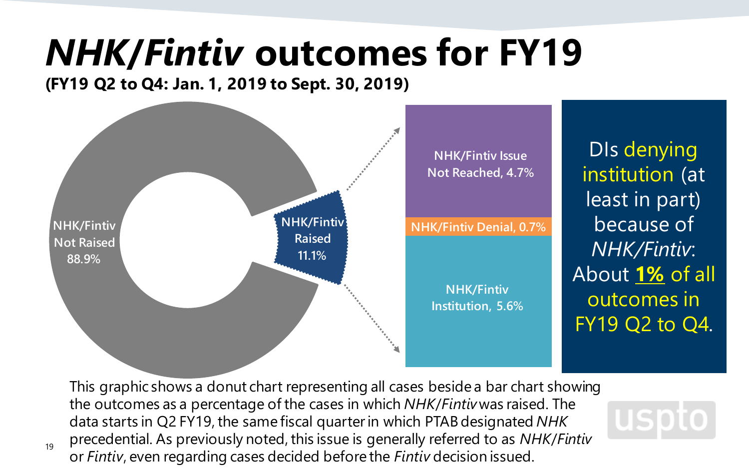# *NHK/Fintiv* outcomes for FY19

**(FY19 Q2 to Q4: Jan. 1, 2019 to Sept. 30, 2019)**

NHK/Fintiv Not Raised 88.9%

NHK/Fintiv Raised 11.1%

NHK/Fintiv Issue Not Reached, 4.7%

NHK/Fintiv Denial, 0.7%

NHK/Fintiv Institution, 5.6%

DIs denying institution (at least in part) because of *NHK/Fintiv*: About **1%** of all outcomes in FY19 Q2 to Q4.

This graphic shows a donut chart representing all cases beside a bar chart showing the outcomes as a percentage of the cases in which *NHK/Fintiv* was raised. The data starts in Q2 FY19, the same fiscal quarter in which PTAB designated *NHK* precedential. As previously noted, this issue is generally referred to as *NHK/Fintiv* or *Fintiv*, even regarding cases decided before the *Fintiv* decision issued.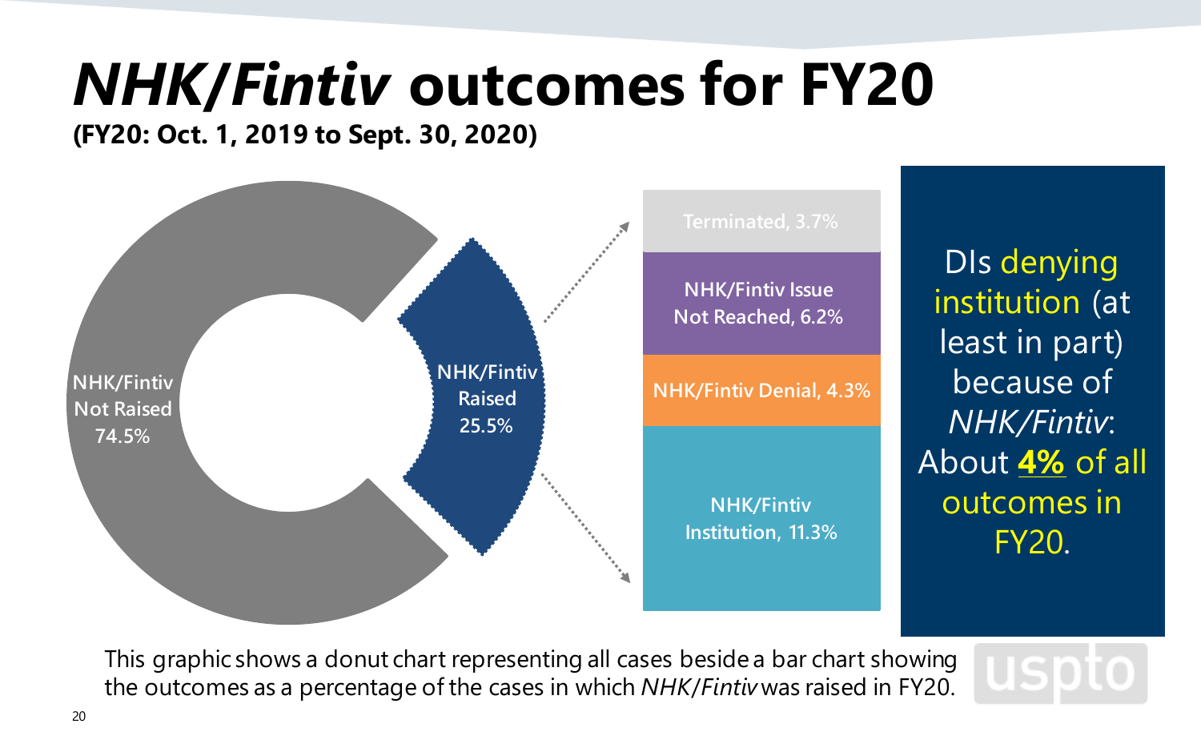# *NHK/Fintiv* outcomes for FY20

**(FY20: Oct. 1, 2019 to Sept. 30, 2020)**

NHK/Fintiv Not Raised 74.5%

NHK/Fintiv Raised 25.5%

Terminated, 3.7%

NHK/Fintiv Issue Not Reached, 6.2%

NHK/Fintiv Denial, 4.3%

NHK/Fintiv Institution, 11.3%

DIs denying institution (at least in part) because of *NHK/Fintiv*: About **4%** of all outcomes in FY20.

This graphic shows a donut chart representing all cases beside a bar chart showing the outcomes as a percentage of the cases in which *NHK/Fintiv* was raised in FY20.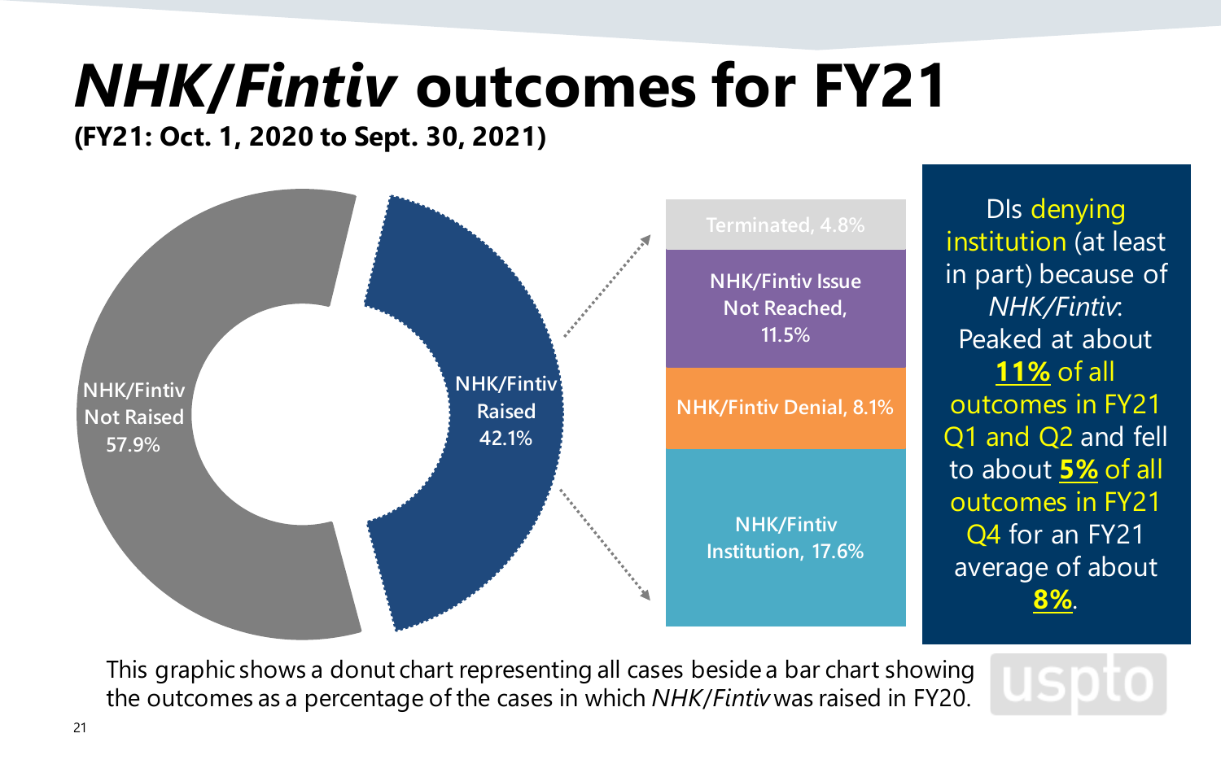# *NHK/Fintiv* outcomes for FY21

**(FY21: Oct. 1, 2020 to Sept. 30, 2021)**

NHK/Fintiv Not Raised 57.9%

NHK/Fintiv Raised 42.1%

- Terminated, 4.8%
- NHK/Fintiv Issue Not Reached, 11.5%
- NHK/Fintiv Denial, 8.1%
- NHK/Fintiv Institution, 17.6%

DIs denying institution (at least in part) because of *NHK/Fintiv*: Peaked at about **11%** of all outcomes in FY21 Q1 and Q2 and fell to about **5%** of all outcomes in FY21 Q4 for an FY21 average of about **8%**.

This graphic shows a donut chart representing all cases beside a bar chart showing the outcomes as a percentage of the cases in which *NHK/Fintiv* was raised in FY20.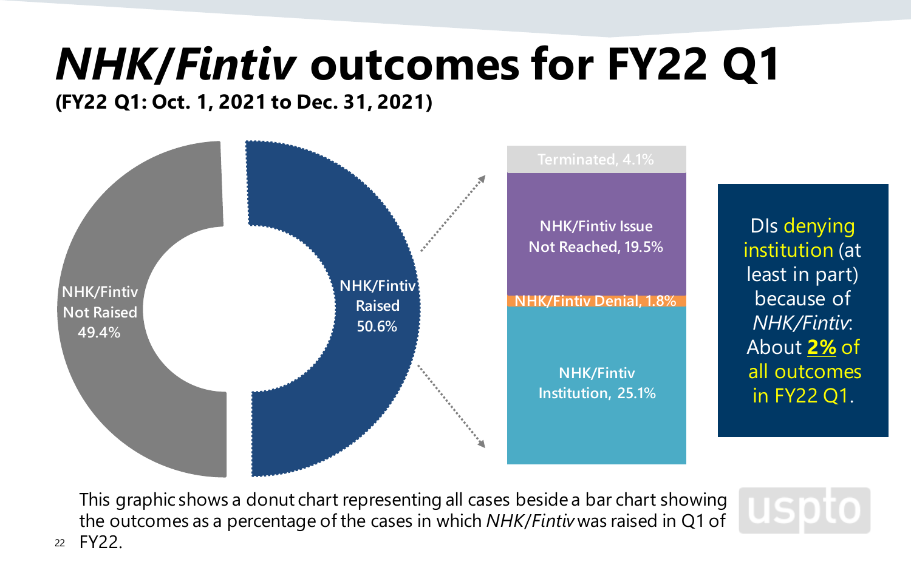# *NHK/Fintiv* outcomes for FY22 Q1

**(FY22 Q1: Oct. 1, 2021 to Dec. 31, 2021)**

NHK/Fintiv Not Raised 49.4%

NHK/Fintiv Raised 50.6%

Terminated, 4.1%

NHK/Fintiv Issue Not Reached, 19.5%

NHK/Fintiv Denial, 1.8%

NHK/Fintiv Institution, 25.1%

DIs denying institution (at least in part) because of *NHK/Fintiv*: About **2%** of all outcomes in FY22 Q1.

This graphic shows a donut chart representing all cases beside a bar chart showing the outcomes as a percentage of the cases in which *NHK/Fintiv* was raised in Q1 of FY22.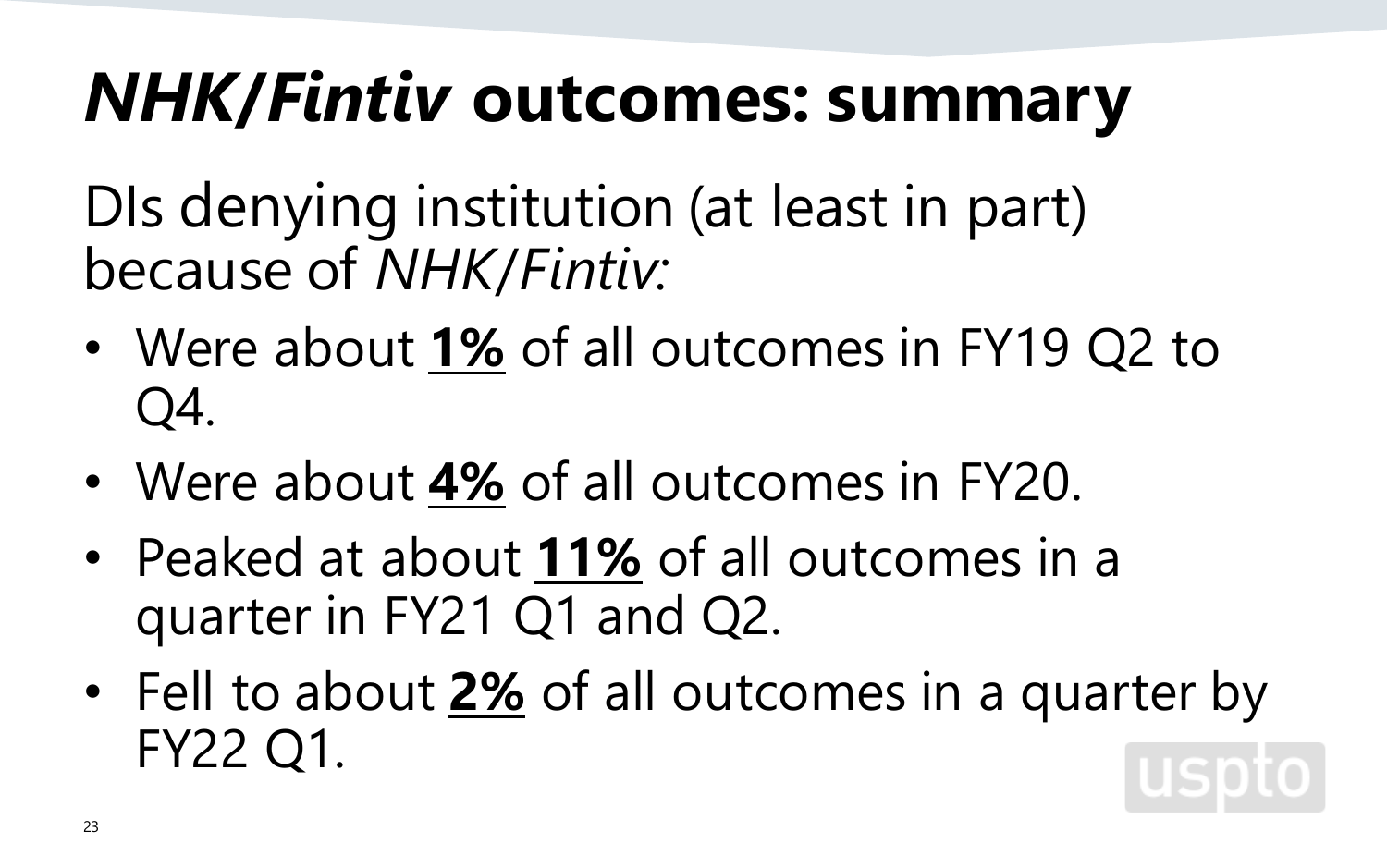# *NHK/Fintiv* outcomes: summary

DIs denying institution (at least in part) because of *NHK/Fintiv:*

- Were about **1%** of all outcomes in FY19 Q2 to Q4.
- Were about **4%** of all outcomes in FY20.
- Peaked at about **11%** of all outcomes in a quarter in FY21 Q1 and Q2.
- Fell to about **2%** of all outcomes in a quarter by FY22 Q1.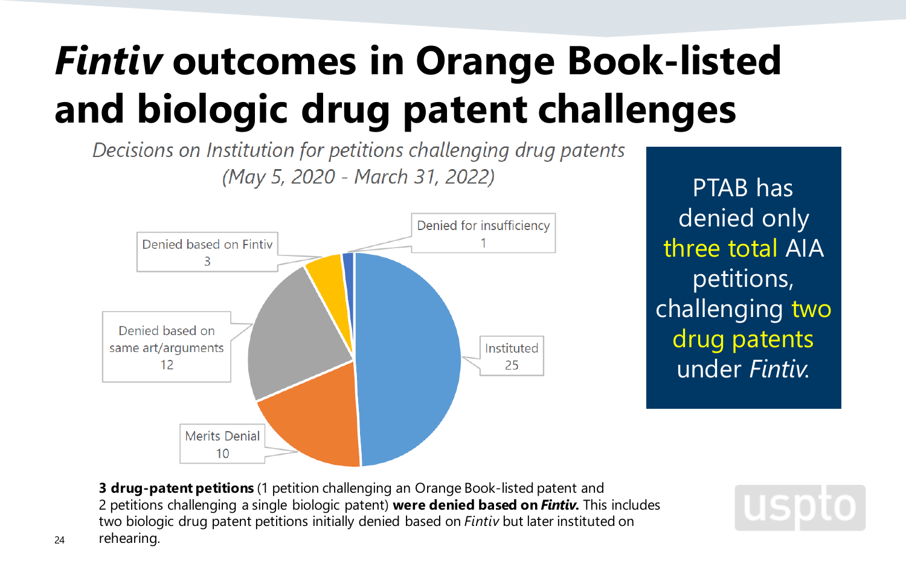# *Fintiv* outcomes in Orange Book-listed and biologic drug patent challenges

*Decisions on Institution for petitions challenging drug patents (May 5, 2020 - March 31, 2022)*

| Outcome | Count |
|---|---|
| Instituted | 25 |
| Merits Denial | 10 |
| Denied based on same art/arguments | 12 |
| Denied based on Fintiv | 3 |
| Denied for insufficiency | 1 |

PTAB has denied only three total AIA petitions, challenging two drug patents under *Fintiv*.

**3 drug-patent petitions** (1 petition challenging an Orange Book-listed patent and 2 petitions challenging a single biologic patent) **were denied based on *Fintiv*.** This includes two biologic drug patent petitions initially denied based on *Fintiv* but later instituted on rehearing.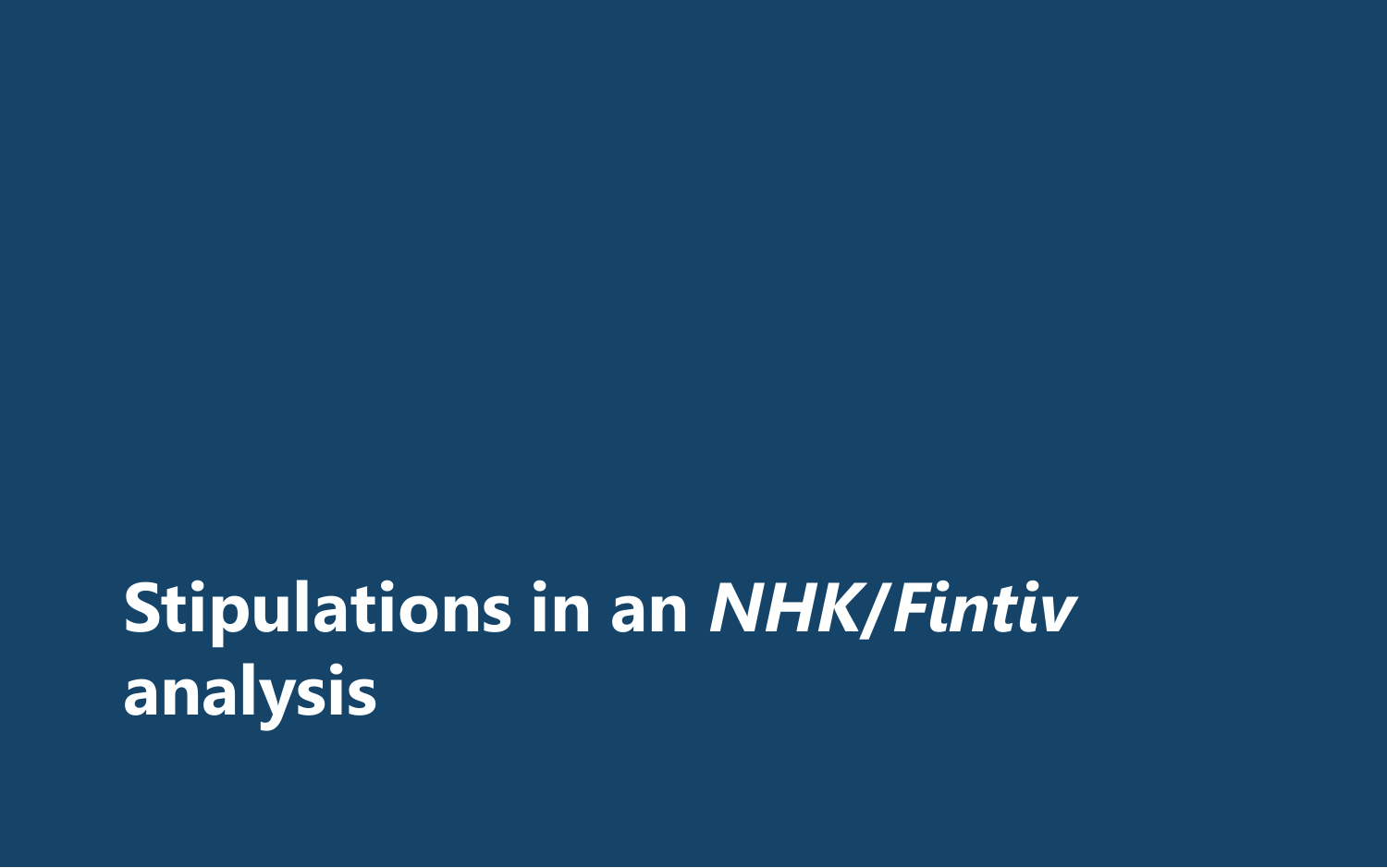# Stipulations in an *NHK/Fintiv* analysis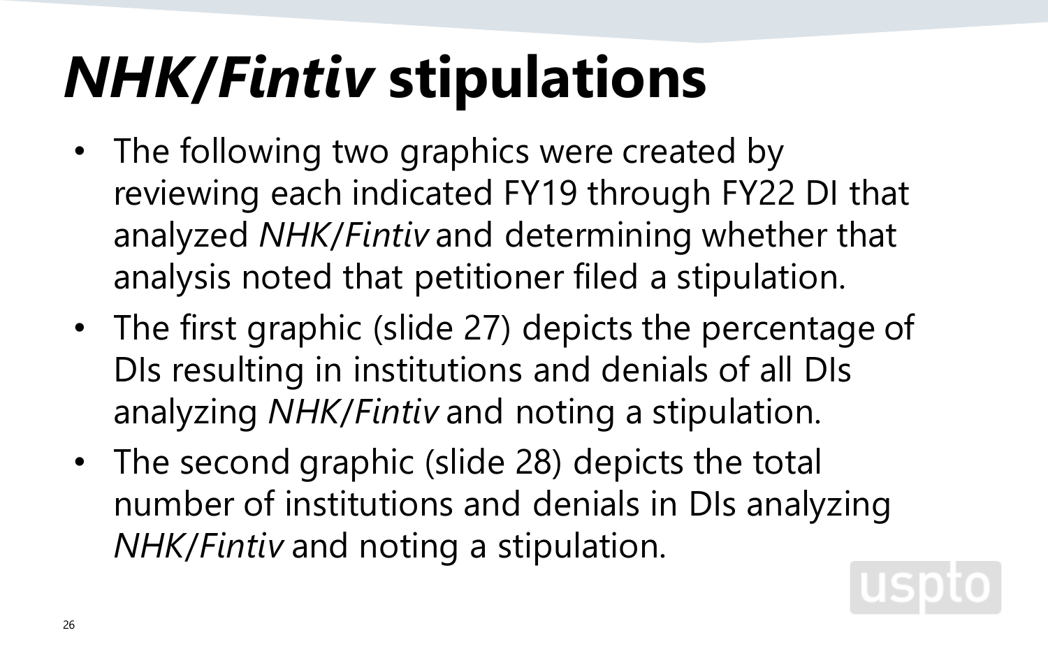# *NHK/Fintiv* stipulations

- The following two graphics were created by reviewing each indicated FY19 through FY22 DI that analyzed *NHK/Fintiv* and determining whether that analysis noted that petitioner filed a stipulation.
- The first graphic (slide 27) depicts the percentage of DIs resulting in institutions and denials of all DIs analyzing *NHK/Fintiv* and noting a stipulation.
- The second graphic (slide 28) depicts the total number of institutions and denials in DIs analyzing *NHK/Fintiv* and noting a stipulation.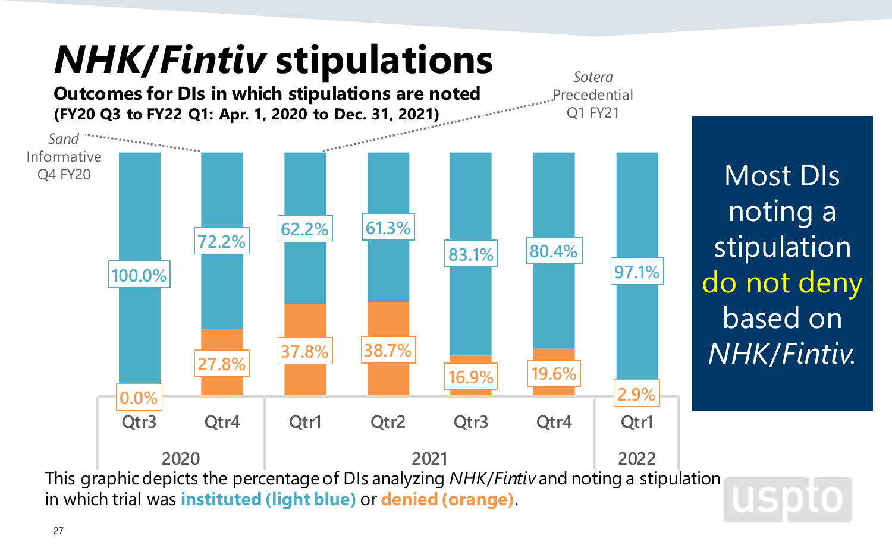# *NHK/Fintiv* stipulations

**Outcomes for DIs in which stipulations are noted**
**(FY20 Q3 to FY22 Q1: Apr. 1, 2020 to Dec. 31, 2021)**

| Year | Quarter | Instituted (light blue) | Denied (orange) |
|---|---|---|---|
| 2020 | Qtr3 | 100.0% | 0.0% |
| 2020 | Qtr4 | 72.2% | 27.8% |
| 2021 | Qtr1 | 62.2% | 37.8% |
| 2021 | Qtr2 | 61.3% | 38.7% |
| 2021 | Qtr3 | 83.1% | 16.9% |
| 2021 | Qtr4 | 80.4% | 19.6% |
| 2022 | Qtr1 | 97.1% | 2.9% |

*Sand* Informative Q4 FY20

*Sotera* Precedential Q1 FY21

Most DIs noting a stipulation do not deny based on *NHK/Fintiv.*

This graphic depicts the percentage of DIs analyzing *NHK/Fintiv* and noting a stipulation in which trial was **instituted (light blue)** or **denied (orange)**.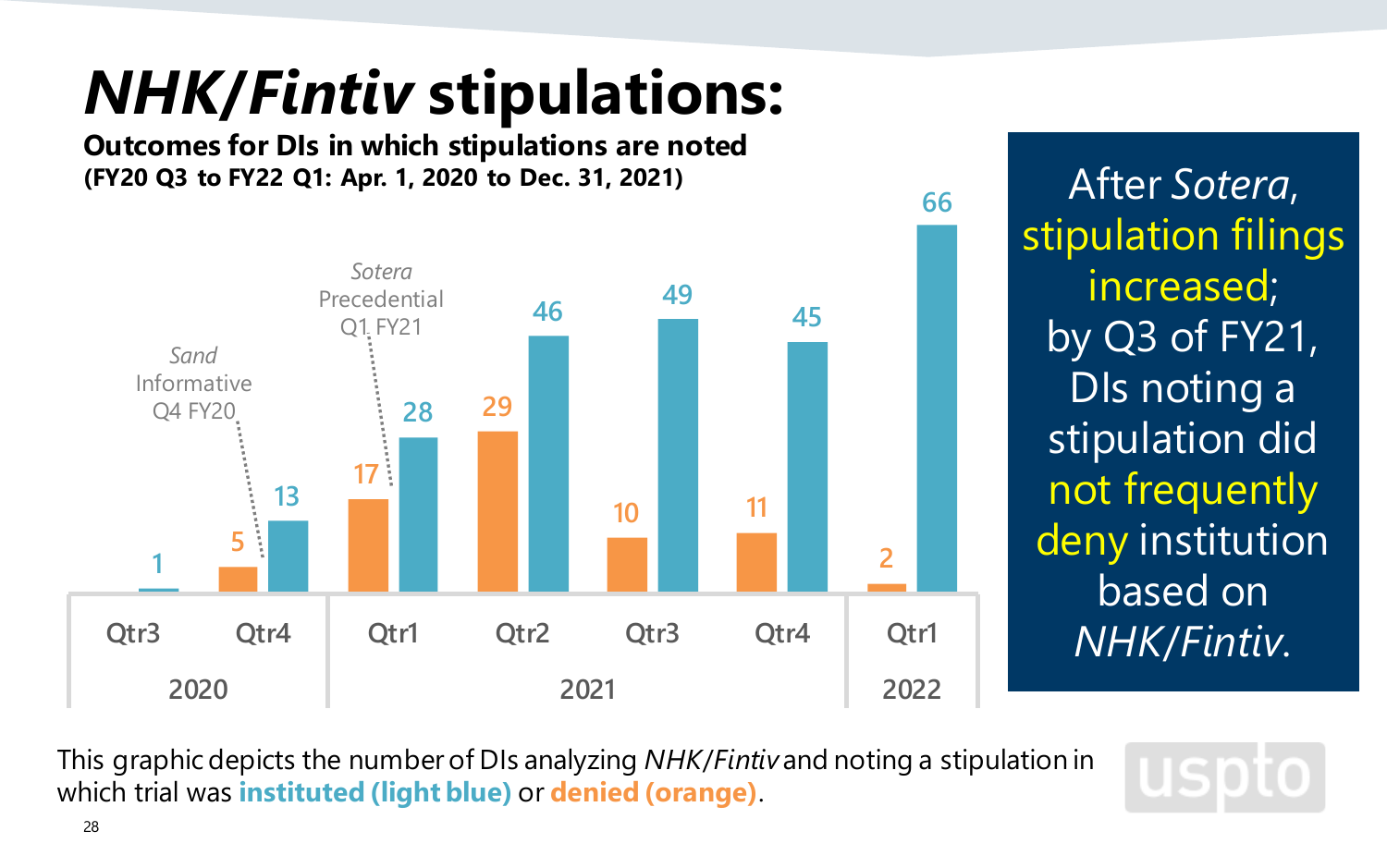# *NHK/Fintiv* stipulations:

**Outcomes for DIs in which stipulations are noted**
**(FY20 Q3 to FY22 Q1: Apr. 1, 2020 to Dec. 31, 2021)**

| Year | Quarter | Denied (orange) | Instituted (light blue) |
|---|---|---|---|
| 2020 | Qtr3 | | 1 |
| 2020 | Qtr4 | 5 | 13 |
| 2021 | Qtr1 | 17 | 28 |
| 2021 | Qtr2 | 29 | 46 |
| 2021 | Qtr3 | 10 | 49 |
| 2021 | Qtr4 | 11 | 45 |
| 2022 | Qtr1 | 2 | 66 |

*Sand* Informative Q4 FY20

*Sotera* Precedential Q1 FY21

After *Sotera*, stipulation filings increased; by Q3 of FY21, DIs noting a stipulation did not frequently deny institution based on *NHK/Fintiv*.

This graphic depicts the number of DIs analyzing *NHK/Fintiv* and noting a stipulation in which trial was **instituted (light blue)** or **denied (orange)**.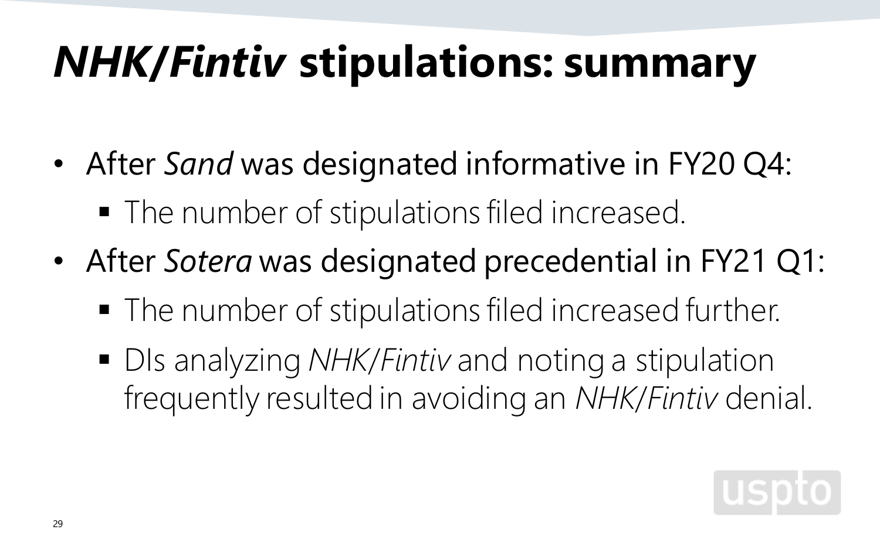# *NHK/Fintiv* stipulations: summary

- After *Sand* was designated informative in FY20 Q4:
  - The number of stipulations filed increased.
- After *Sotera* was designated precedential in FY21 Q1:
  - The number of stipulations filed increased further.
  - DIs analyzing *NHK/Fintiv* and noting a stipulation frequently resulted in avoiding an *NHK/Fintiv* denial.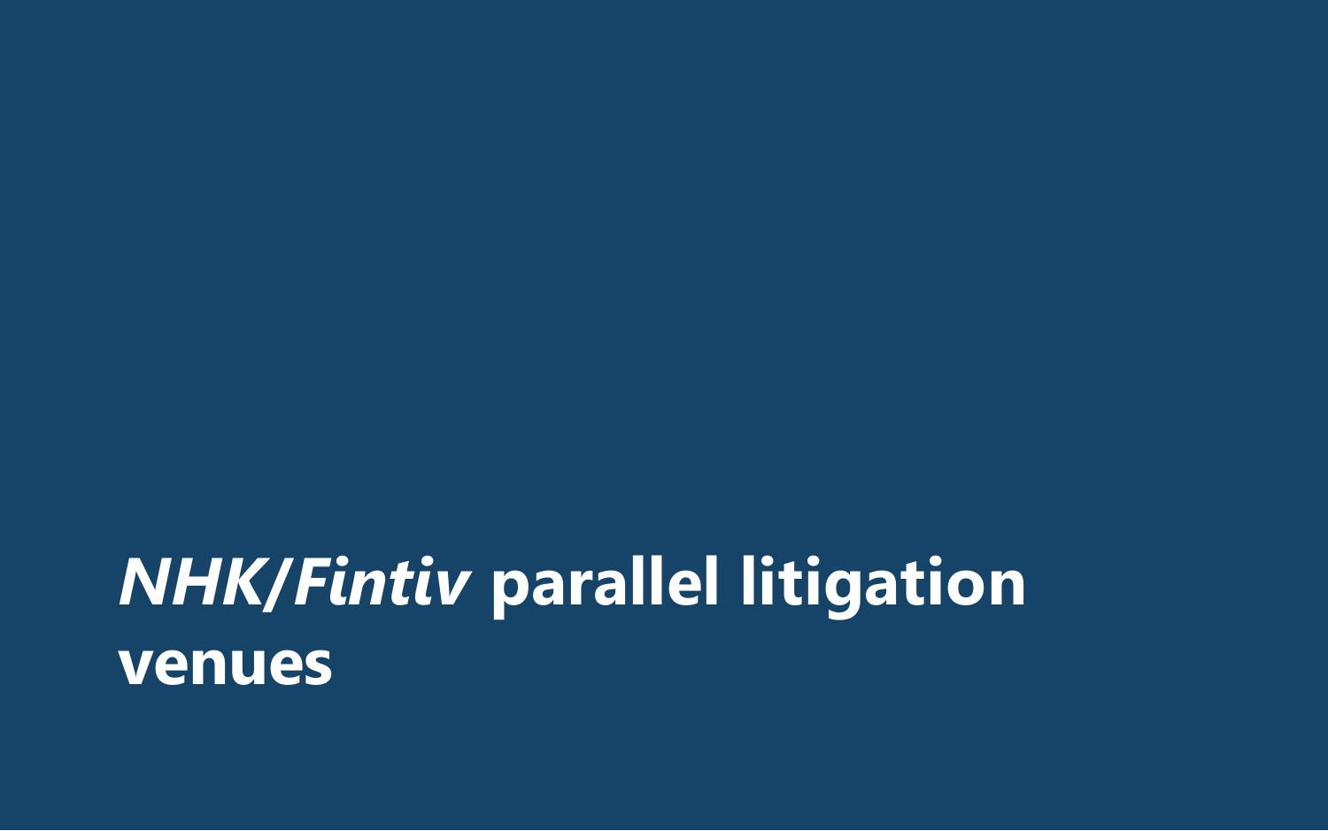# *NHK/Fintiv* parallel litigation venues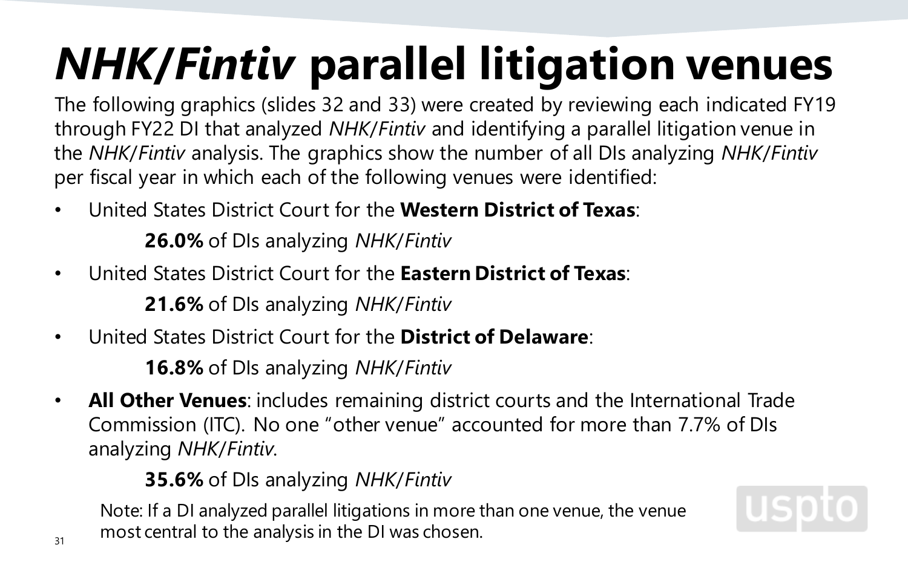# *NHK/Fintiv* parallel litigation venues

The following graphics (slides 32 and 33) were created by reviewing each indicated FY19 through FY22 DI that analyzed *NHK/Fintiv* and identifying a parallel litigation venue in the *NHK/Fintiv* analysis. The graphics show the number of all DIs analyzing *NHK/Fintiv* per fiscal year in which each of the following venues were identified:

- United States District Court for the **Western District of Texas**:

  **26.0%** of DIs analyzing *NHK/Fintiv*

- United States District Court for the **Eastern District of Texas**:

  **21.6%** of DIs analyzing *NHK/Fintiv*

- United States District Court for the **District of Delaware**:

  **16.8%** of DIs analyzing *NHK/Fintiv*

- **All Other Venues**: includes remaining district courts and the International Trade Commission (ITC). No one "other venue" accounted for more than 7.7% of DIs analyzing *NHK/Fintiv*.

  **35.6%** of DIs analyzing *NHK/Fintiv*

Note: If a DI analyzed parallel litigations in more than one venue, the venue most central to the analysis in the DI was chosen.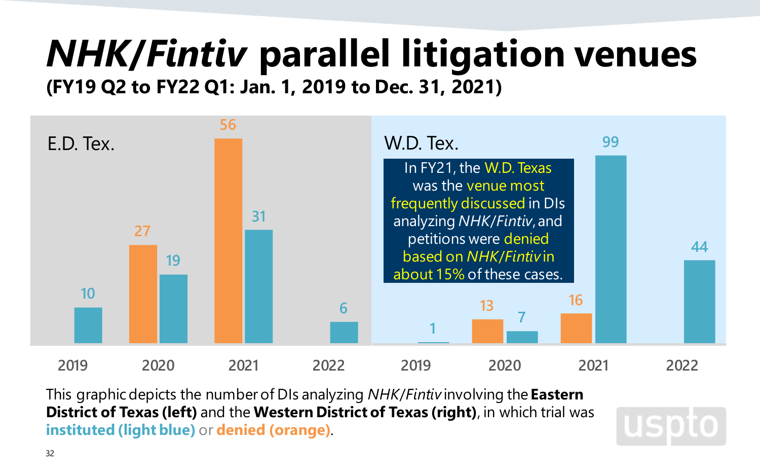# *NHK/Fintiv* parallel litigation venues

**(FY19 Q2 to FY22 Q1: Jan. 1, 2019 to Dec. 31, 2021)**

E.D. Tex.

| Year | Instituted (light blue) | Denied (orange) |
|---|---|---|
| 2019 | 10 | |
| 2020 | 19 | 27 |
| 2021 | 31 | 56 |
| 2022 | 6 | |

W.D. Tex.

| Year | Instituted (light blue) | Denied (orange) |
|---|---|---|
| 2019 | 1 | |
| 2020 | 7 | 13 |
| 2021 | 99 | 16 |
| 2022 | 44 | |

In FY21, the W.D. Texas was the venue most frequently discussed in DIs analyzing *NHK/Fintiv*, and petitions were denied based on *NHK/Fintiv* in about 15% of these cases.

This graphic depicts the number of DIs analyzing *NHK/Fintiv* involving the **Eastern District of Texas (left)** and the **Western District of Texas (right)**, in which trial was **instituted (light blue)** or **denied (orange)**.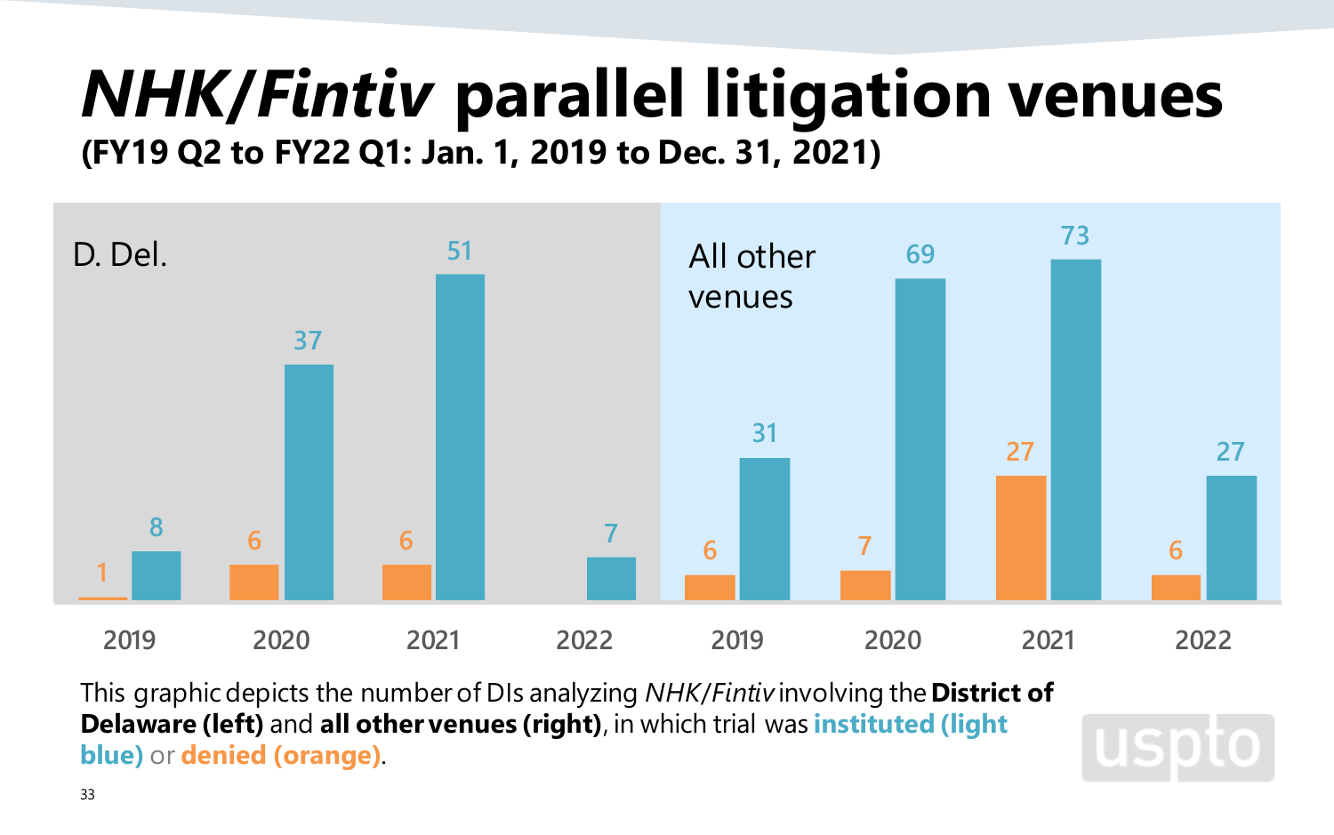# *NHK/Fintiv* parallel litigation venues

**(FY19 Q2 to FY22 Q1: Jan. 1, 2019 to Dec. 31, 2021)**

| Venue | Year | Denied (orange) | Instituted (light blue) |
|---|---|---|---|
| D. Del. | 2019 | 1 | 8 |
| D. Del. | 2020 | 6 | 37 |
| D. Del. | 2021 | 6 | 51 |
| D. Del. | 2022 | | 7 |
| All other venues | 2019 | 6 | 31 |
| All other venues | 2020 | 7 | 69 |
| All other venues | 2021 | 27 | 73 |
| All other venues | 2022 | 6 | 27 |

This graphic depicts the number of DIs analyzing *NHK/Fintiv* involving the **District of Delaware (left)** and **all other venues (right)**, in which trial was **instituted (light blue)** or **denied (orange)**.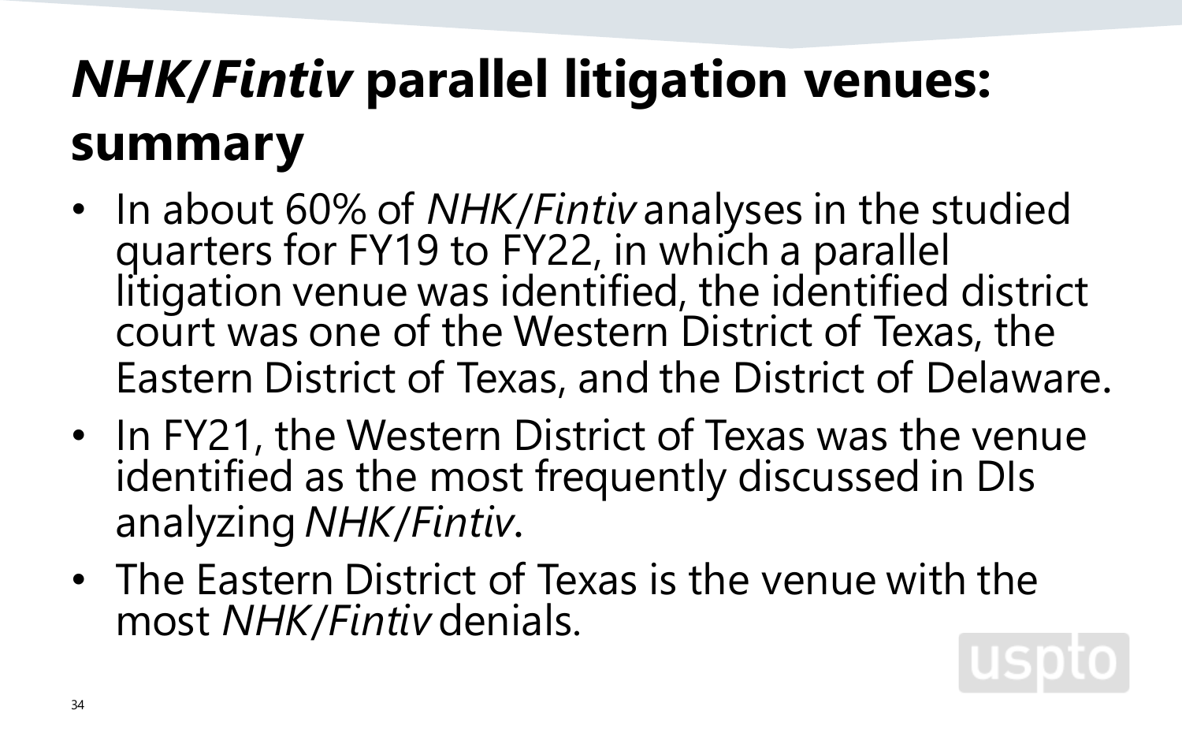# *NHK/Fintiv* parallel litigation venues: summary

- In about 60% of *NHK/Fintiv* analyses in the studied quarters for FY19 to FY22, in which a parallel litigation venue was identified, the identified district court was one of the Western District of Texas, the Eastern District of Texas, and the District of Delaware.
- In FY21, the Western District of Texas was the venue identified as the most frequently discussed in DIs analyzing *NHK/Fintiv*.
- The Eastern District of Texas is the venue with the most *NHK/Fintiv* denials.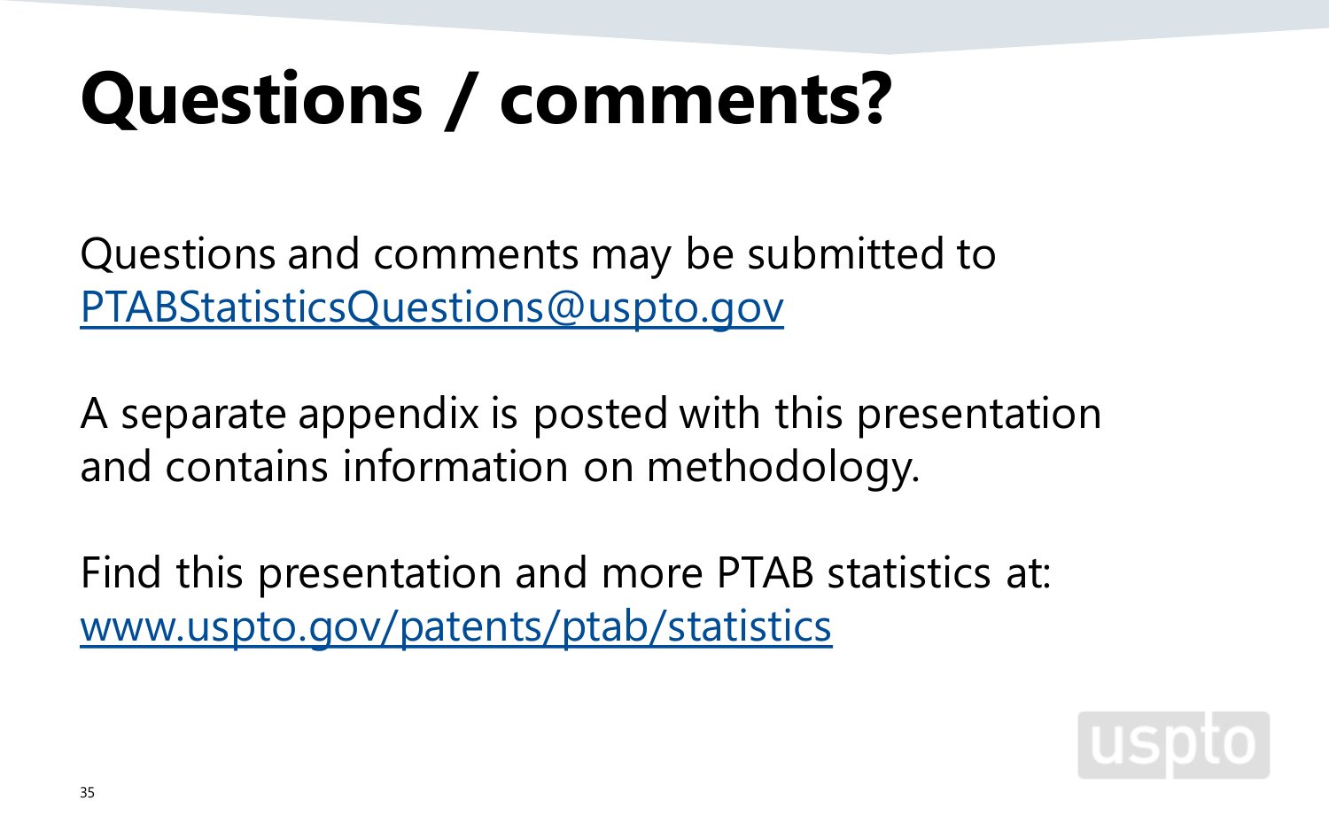# Questions / comments?

Questions and comments may be submitted to PTABStatisticsQuestions@uspto.gov

A separate appendix is posted with this presentation and contains information on methodology.

Find this presentation and more PTAB statistics at: www.uspto.gov/patents/ptab/statistics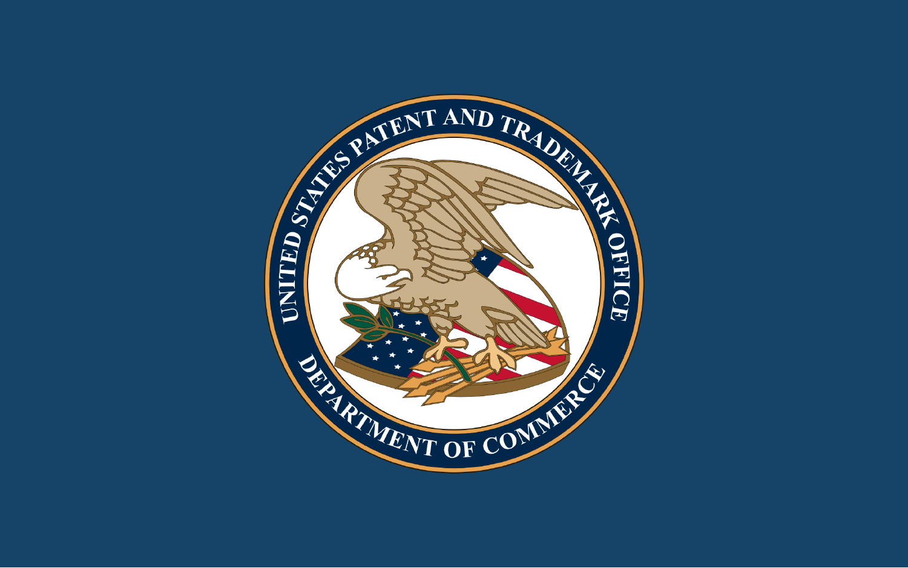UNITED STATES PATENT AND TRADEMARK OFFICE

DEPARTMENT OF COMMERCE